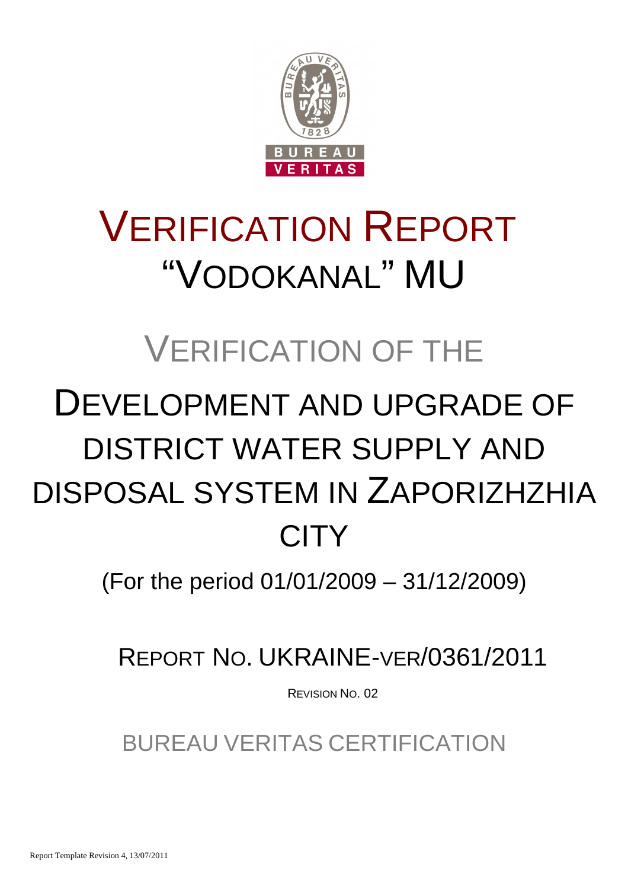# VERIFICATION REPORT "VODOKANAL" MU

## VERIFICATION OF THE

# DEVELOPMENT AND UPGRADE OF DISTRICT WATER SUPPLY AND DISPOSAL SYSTEM IN ZAPORIZHZHIA CITY

(For the period 01/01/2009 – 31/12/2009)

## REPORT NO. UKRAINE-VER/0361/2011

REVISION NO. 02

BUREAU VERITAS CERTIFICATION

Report Template Revision 4, 13/07/2011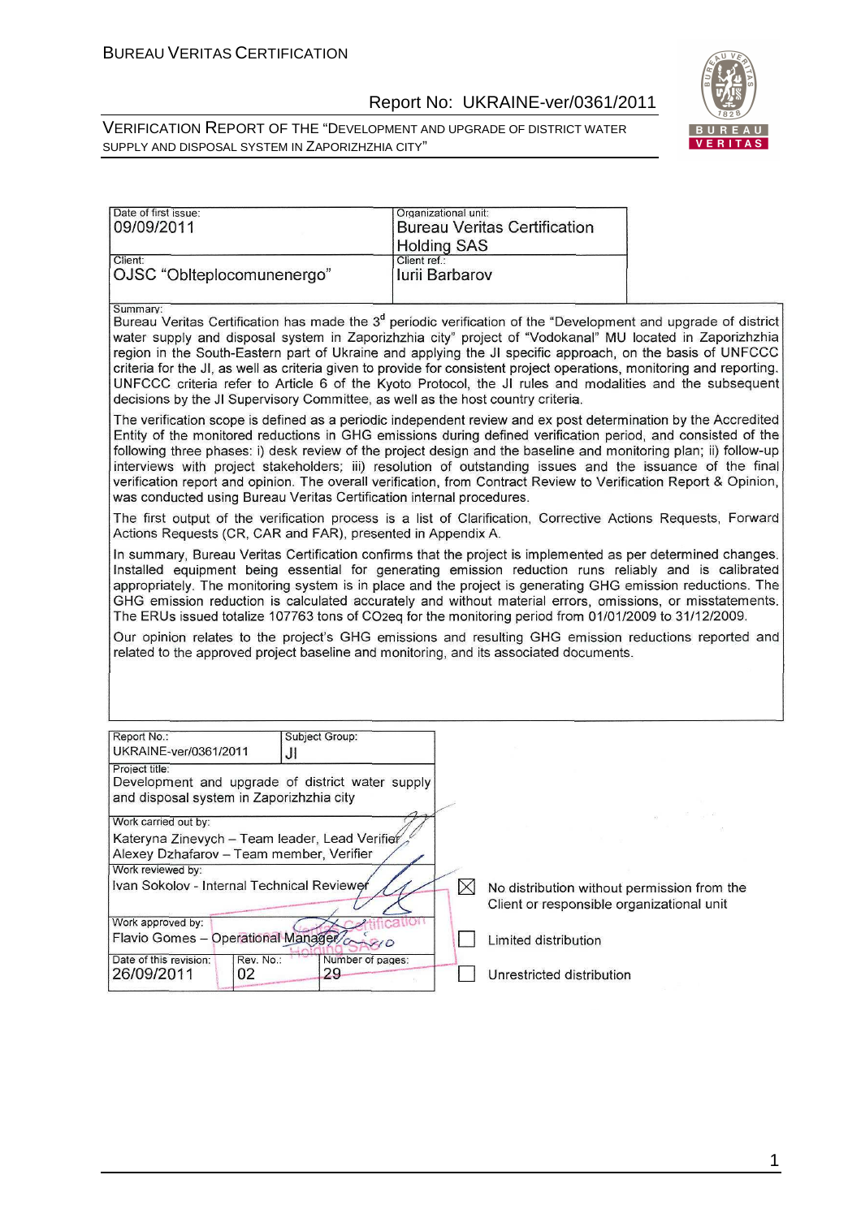| Date of first issue: 09/09/2011 | Organizational unit: Bureau Veritas Certification Holding SAS |
|---|---|
| Client: OJSC "Oblteplocomunenergo" | Client ref.: Iurii Barbarov |

Summary:

Bureau Veritas Certification has made the 3[d] periodic verification of the "Development and upgrade of district water supply and disposal system in Zaporizhzhia city" project of "Vodokanal" MU located in Zaporizhzhia region in the South-Eastern part of Ukraine and applying the JI specific approach, on the basis of UNFCCC criteria for the JI, as well as criteria given to provide for consistent project operations, monitoring and reporting. UNFCCC criteria refer to Article 6 of the Kyoto Protocol, the JI rules and modalities and the subsequent decisions by the JI Supervisory Committee, as well as the host country criteria.

The verification scope is defined as a periodic independent review and ex post determination by the Accredited Entity of the monitored reductions in GHG emissions during defined verification period, and consisted of the following three phases: i) desk review of the project design and the baseline and monitoring plan; ii) follow-up interviews with project stakeholders; iii) resolution of outstanding issues and the issuance of the final verification report and opinion. The overall verification, from Contract Review to Verification Report & Opinion, was conducted using Bureau Veritas Certification internal procedures.

The first output of the verification process is a list of Clarification, Corrective Actions Requests, Forward Actions Requests (CR, CAR and FAR), presented in Appendix A.

In summary, Bureau Veritas Certification confirms that the project is implemented as per determined changes. Installed equipment being essential for generating emission reduction runs reliably and is calibrated appropriately. The monitoring system is in place and the project is generating GHG emission reductions. The GHG emission reduction is calculated accurately and without material errors, omissions, or misstatements. The ERUs issued totalize 107763 tons of $CO_2eq$ for the monitoring period from 01/01/2009 to 31/12/2009.

Our opinion relates to the project's GHG emissions and resulting GHG emission reductions reported and related to the approved project baseline and monitoring, and its associated documents.

| Report No.: UKRAINE-ver/0361/2011 | Subject Group: JI | |
|---|---|---|
| Project title: Development and upgrade of district water supply and disposal system in Zaporizhzhia city | | |
| Work carried out by: Kateryna Zinevych – Team leader, Lead Verifier; Alexey Dzhafarov – Team member, Verifier | | |
| Work reviewed by: Ivan Sokolov - Internal Technical Reviewer | | |
| Work approved by: Flavio Gomes – Operational Manager | | |
| Date of this revision: 26/09/2011 | Rev. No.: 02 | Number of pages: 29 |

- [x] No distribution without permission from the Client or responsible organizational unit
- [ ] Limited distribution
- [ ] Unrestricted distribution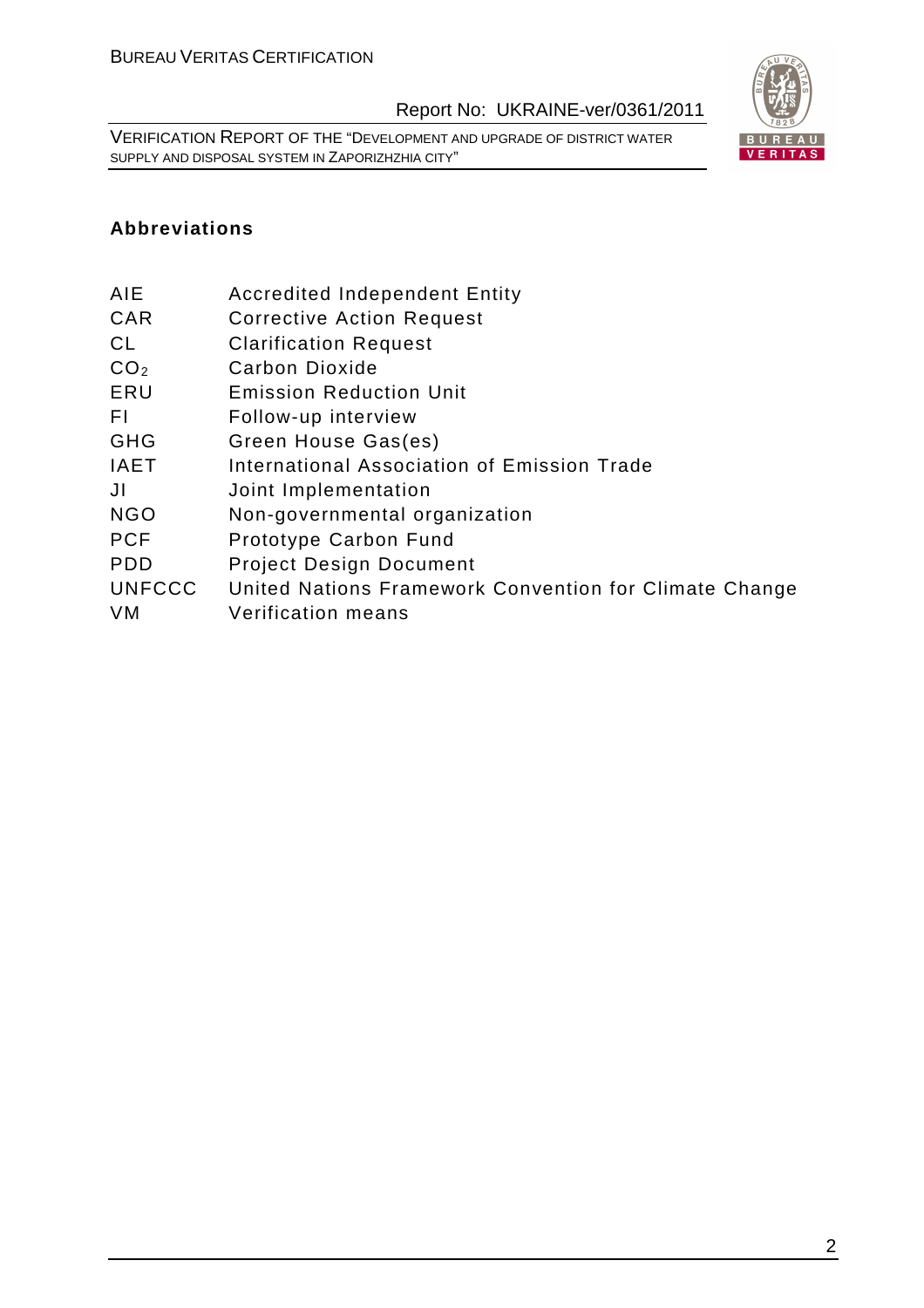## Abbreviations

| | |
|---|---|
| AIE | Accredited Independent Entity |
| CAR | Corrective Action Request |
| CL | Clarification Request |
| $CO_2$ | Carbon Dioxide |
| ERU | Emission Reduction Unit |
| FI | Follow-up interview |
| GHG | Green House Gas(es) |
| IAET | International Association of Emission Trade |
| JI | Joint Implementation |
| NGO | Non-governmental organization |
| PCF | Prototype Carbon Fund |
| PDD | Project Design Document |
| UNFCCC | United Nations Framework Convention for Climate Change |
| VM | Verification means |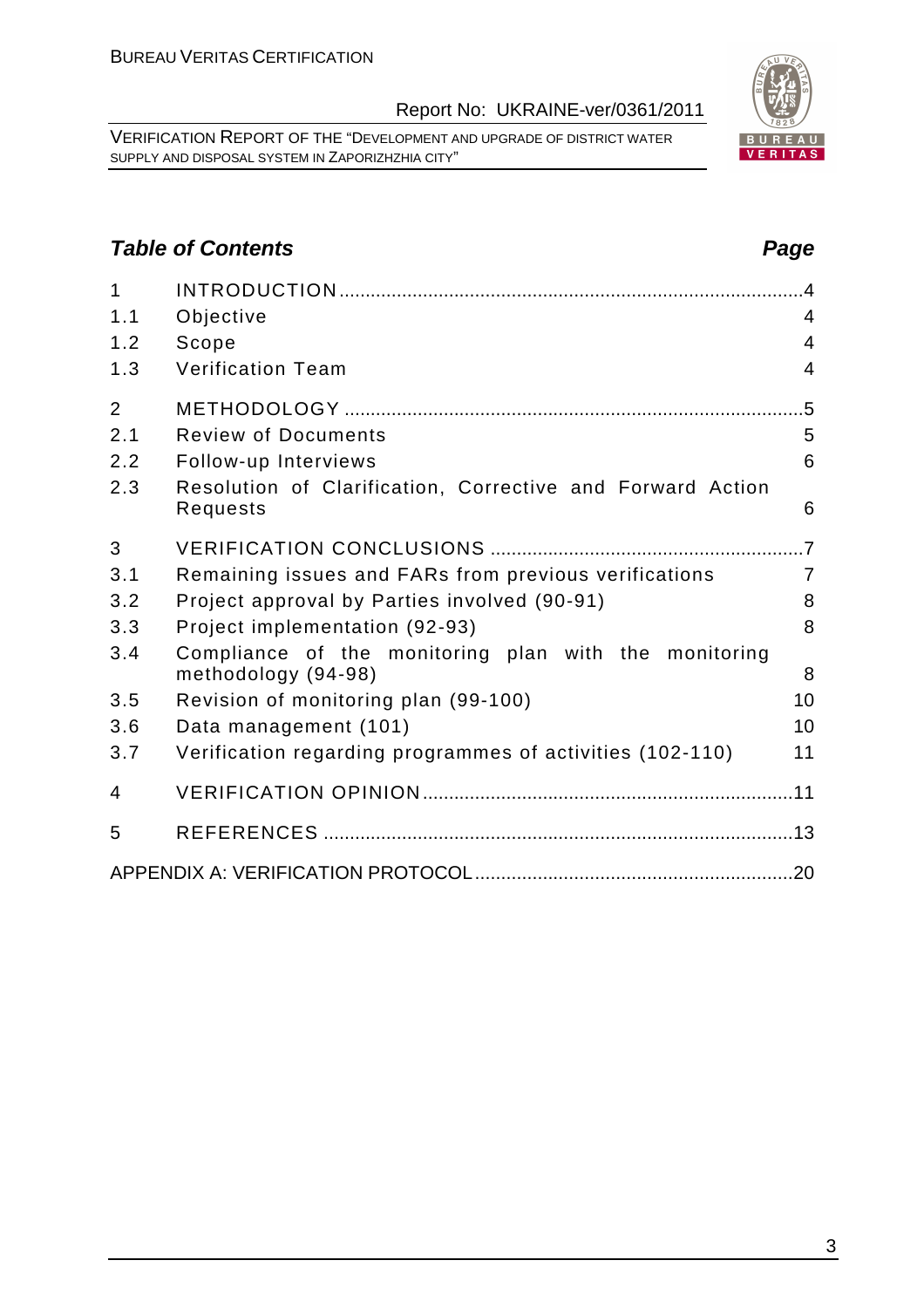## Table of Contents

| | | Page |
|---|---|---|
| 1 | INTRODUCTION | 4 |
| 1.1 | Objective | 4 |
| 1.2 | Scope | 4 |
| 1.3 | Verification Team | 4 |
| 2 | METHODOLOGY | 5 |
| 2.1 | Review of Documents | 5 |
| 2.2 | Follow-up Interviews | 6 |
| 2.3 | Resolution of Clarification, Corrective and Forward Action Requests | 6 |
| 3 | VERIFICATION CONCLUSIONS | 7 |
| 3.1 | Remaining issues and FARs from previous verifications | 7 |
| 3.2 | Project approval by Parties involved (90-91) | 8 |
| 3.3 | Project implementation (92-93) | 8 |
| 3.4 | Compliance of the monitoring plan with the monitoring methodology (94-98) | 8 |
| 3.5 | Revision of monitoring plan (99-100) | 10 |
| 3.6 | Data management (101) | 10 |
| 3.7 | Verification regarding programmes of activities (102-110) | 11 |
| 4 | VERIFICATION OPINION | 11 |
| 5 | REFERENCES | 13 |
| | APPENDIX A: VERIFICATION PROTOCOL | 20 |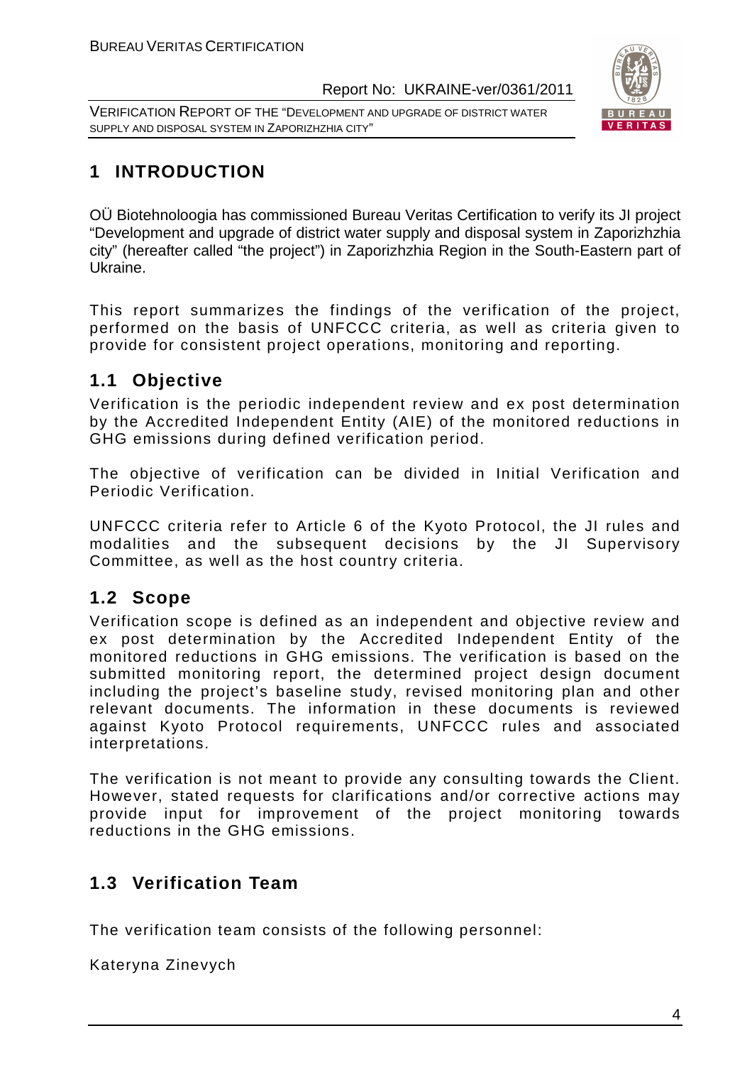# 1 INTRODUCTION

OÜ Biotehnoloogia has commissioned Bureau Veritas Certification to verify its JI project "Development and upgrade of district water supply and disposal system in Zaporizhzhia city" (hereafter called "the project") in Zaporizhzhia Region in the South-Eastern part of Ukraine.

This report summarizes the findings of the verification of the project, performed on the basis of UNFCCC criteria, as well as criteria given to provide for consistent project operations, monitoring and reporting.

## 1.1 Objective

Verification is the periodic independent review and ex post determination by the Accredited Independent Entity (AIE) of the monitored reductions in GHG emissions during defined verification period.

The objective of verification can be divided in Initial Verification and Periodic Verification.

UNFCCC criteria refer to Article 6 of the Kyoto Protocol, the JI rules and modalities and the subsequent decisions by the JI Supervisory Committee, as well as the host country criteria.

## 1.2 Scope

Verification scope is defined as an independent and objective review and ex post determination by the Accredited Independent Entity of the monitored reductions in GHG emissions. The verification is based on the submitted monitoring report, the determined project design document including the project's baseline study, revised monitoring plan and other relevant documents. The information in these documents is reviewed against Kyoto Protocol requirements, UNFCCC rules and associated interpretations.

The verification is not meant to provide any consulting towards the Client. However, stated requests for clarifications and/or corrective actions may provide input for improvement of the project monitoring towards reductions in the GHG emissions.

## 1.3 Verification Team

The verification team consists of the following personnel:

Kateryna Zinevych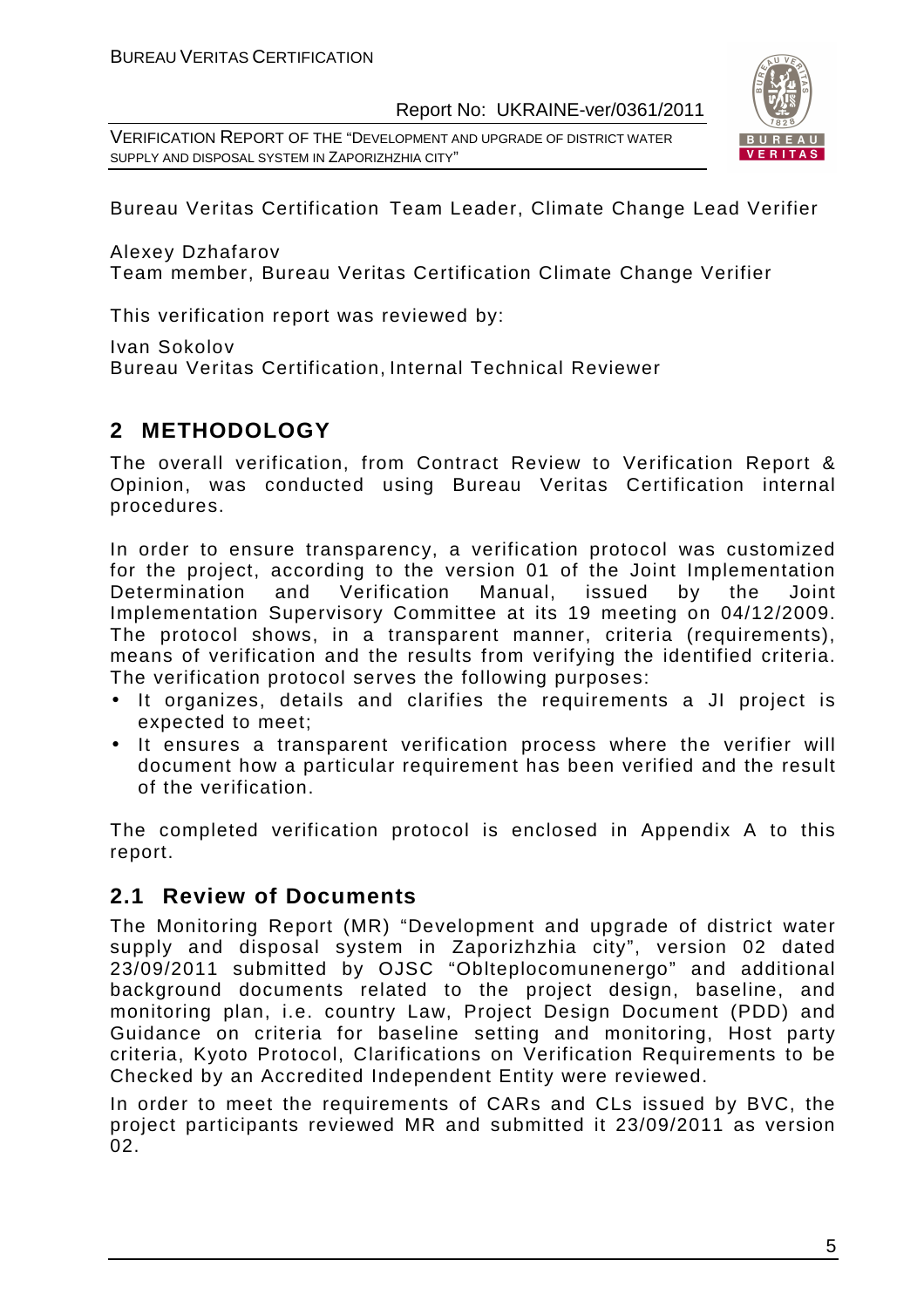Bureau Veritas Certification Team Leader, Climate Change Lead Verifier

Alexey Dzhafarov
Team member, Bureau Veritas Certification Climate Change Verifier

This verification report was reviewed by:

Ivan Sokolov
Bureau Veritas Certification, Internal Technical Reviewer

# 2 METHODOLOGY

The overall verification, from Contract Review to Verification Report & Opinion, was conducted using Bureau Veritas Certification internal procedures.

In order to ensure transparency, a verification protocol was customized for the project, according to the version 01 of the Joint Implementation Determination and Verification Manual, issued by the Joint Implementation Supervisory Committee at its 19 meeting on 04/12/2009. The protocol shows, in a transparent manner, criteria (requirements), means of verification and the results from verifying the identified criteria. The verification protocol serves the following purposes:

- It organizes, details and clarifies the requirements a JI project is expected to meet;
- It ensures a transparent verification process where the verifier will document how a particular requirement has been verified and the result of the verification.

The completed verification protocol is enclosed in Appendix A to this report.

## 2.1 Review of Documents

The Monitoring Report (MR) "Development and upgrade of district water supply and disposal system in Zaporizhzhia city", version 02 dated 23/09/2011 submitted by OJSC "Oblteplocomunenergo" and additional background documents related to the project design, baseline, and monitoring plan, i.e. country Law, Project Design Document (PDD) and Guidance on criteria for baseline setting and monitoring, Host party criteria, Kyoto Protocol, Clarifications on Verification Requirements to be Checked by an Accredited Independent Entity were reviewed.

In order to meet the requirements of CARs and CLs issued by BVC, the project participants reviewed MR and submitted it 23/09/2011 as version 02.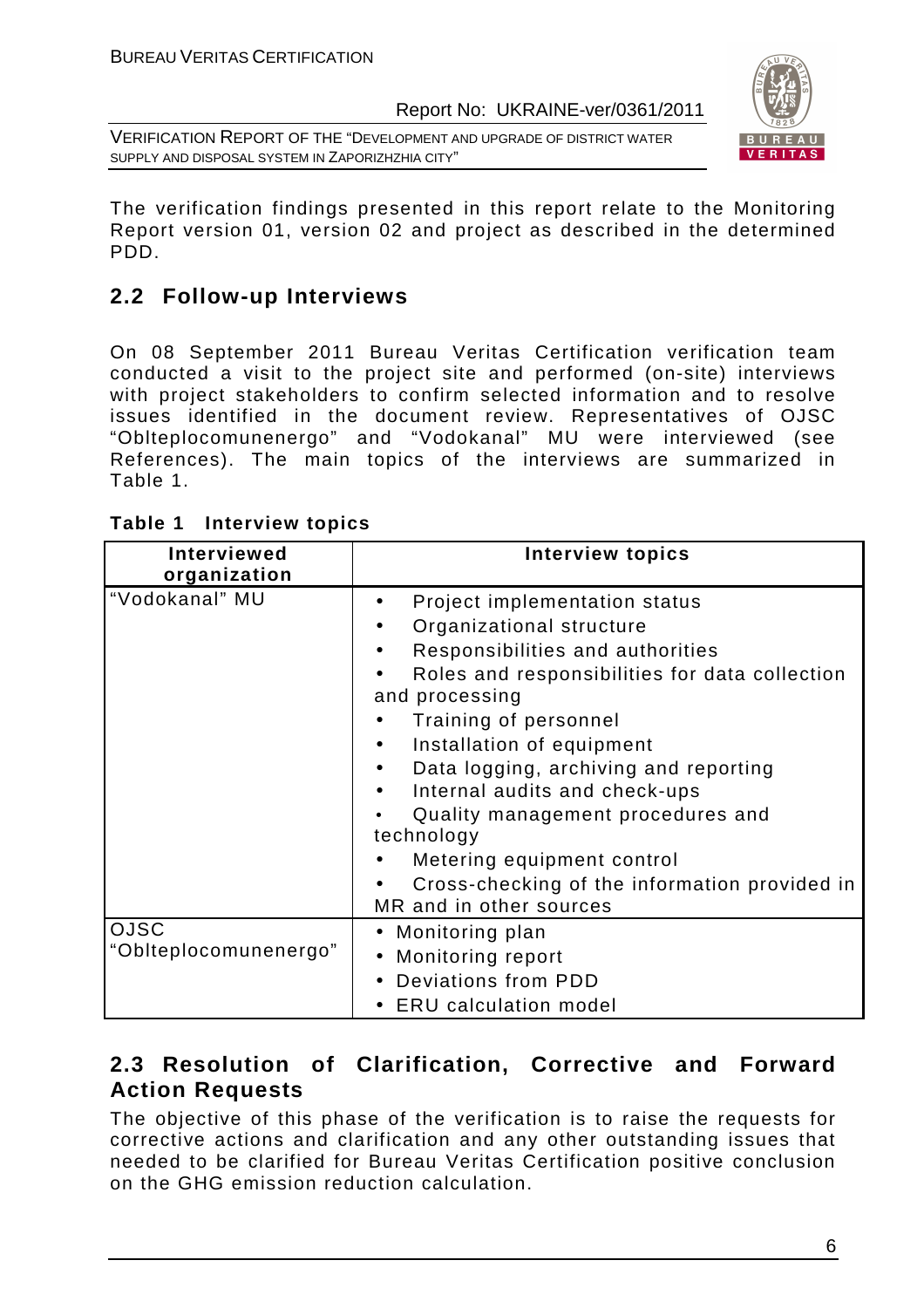The verification findings presented in this report relate to the Monitoring Report version 01, version 02 and project as described in the determined PDD.

## 2.2 Follow-up Interviews

On 08 September 2011 Bureau Veritas Certification verification team conducted a visit to the project site and performed (on-site) interviews with project stakeholders to confirm selected information and to resolve issues identified in the document review. Representatives of OJSC "Oblteplocomunenergo" and "Vodokanal" MU were interviewed (see References). The main topics of the interviews are summarized in Table 1.

**Table 1 Interview topics**

| Interviewed organization | Interview topics |
|---|---|
| "Vodokanal" MU | • Project implementation status<br>• Organizational structure<br>• Responsibilities and authorities<br>• Roles and responsibilities for data collection and processing<br>• Training of personnel<br>• Installation of equipment<br>• Data logging, archiving and reporting<br>• Internal audits and check-ups<br>• Quality management procedures and technology<br>• Metering equipment control<br>• Cross-checking of the information provided in MR and in other sources |
| OJSC "Oblteplocomunenergo" | • Monitoring plan<br>• Monitoring report<br>• Deviations from PDD<br>• ERU calculation model |

## 2.3 Resolution of Clarification, Corrective and Forward Action Requests

The objective of this phase of the verification is to raise the requests for corrective actions and clarification and any other outstanding issues that needed to be clarified for Bureau Veritas Certification positive conclusion on the GHG emission reduction calculation.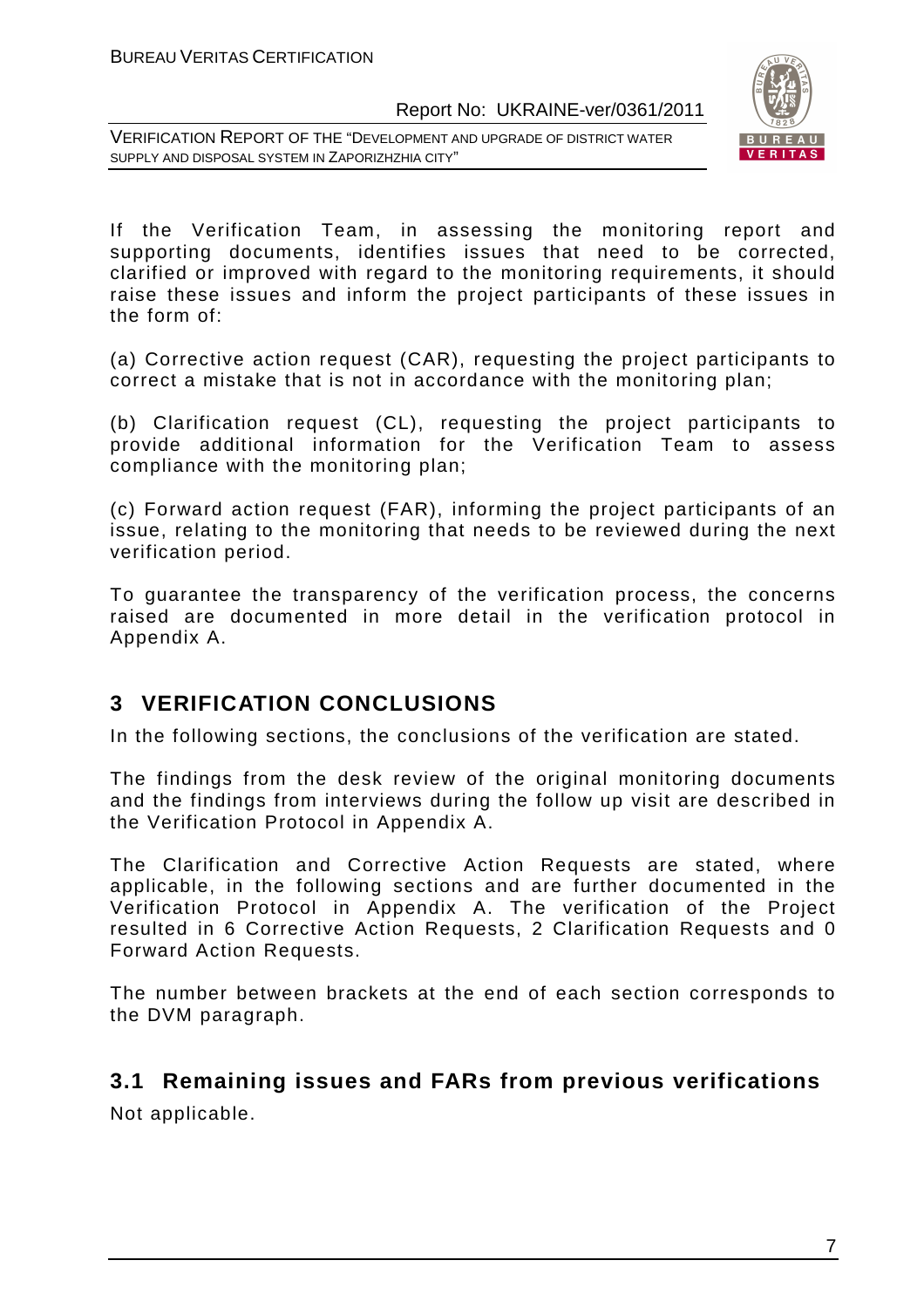If the Verification Team, in assessing the monitoring report and supporting documents, identifies issues that need to be corrected, clarified or improved with regard to the monitoring requirements, it should raise these issues and inform the project participants of these issues in the form of:

(a) Corrective action request (CAR), requesting the project participants to correct a mistake that is not in accordance with the monitoring plan;

(b) Clarification request (CL), requesting the project participants to provide additional information for the Verification Team to assess compliance with the monitoring plan;

(c) Forward action request (FAR), informing the project participants of an issue, relating to the monitoring that needs to be reviewed during the next verification period.

To guarantee the transparency of the verification process, the concerns raised are documented in more detail in the verification protocol in Appendix A.

# 3 VERIFICATION CONCLUSIONS

In the following sections, the conclusions of the verification are stated.

The findings from the desk review of the original monitoring documents and the findings from interviews during the follow up visit are described in the Verification Protocol in Appendix A.

The Clarification and Corrective Action Requests are stated, where applicable, in the following sections and are further documented in the Verification Protocol in Appendix A. The verification of the Project resulted in 6 Corrective Action Requests, 2 Clarification Requests and 0 Forward Action Requests.

The number between brackets at the end of each section corresponds to the DVM paragraph.

## 3.1 Remaining issues and FARs from previous verifications

Not applicable.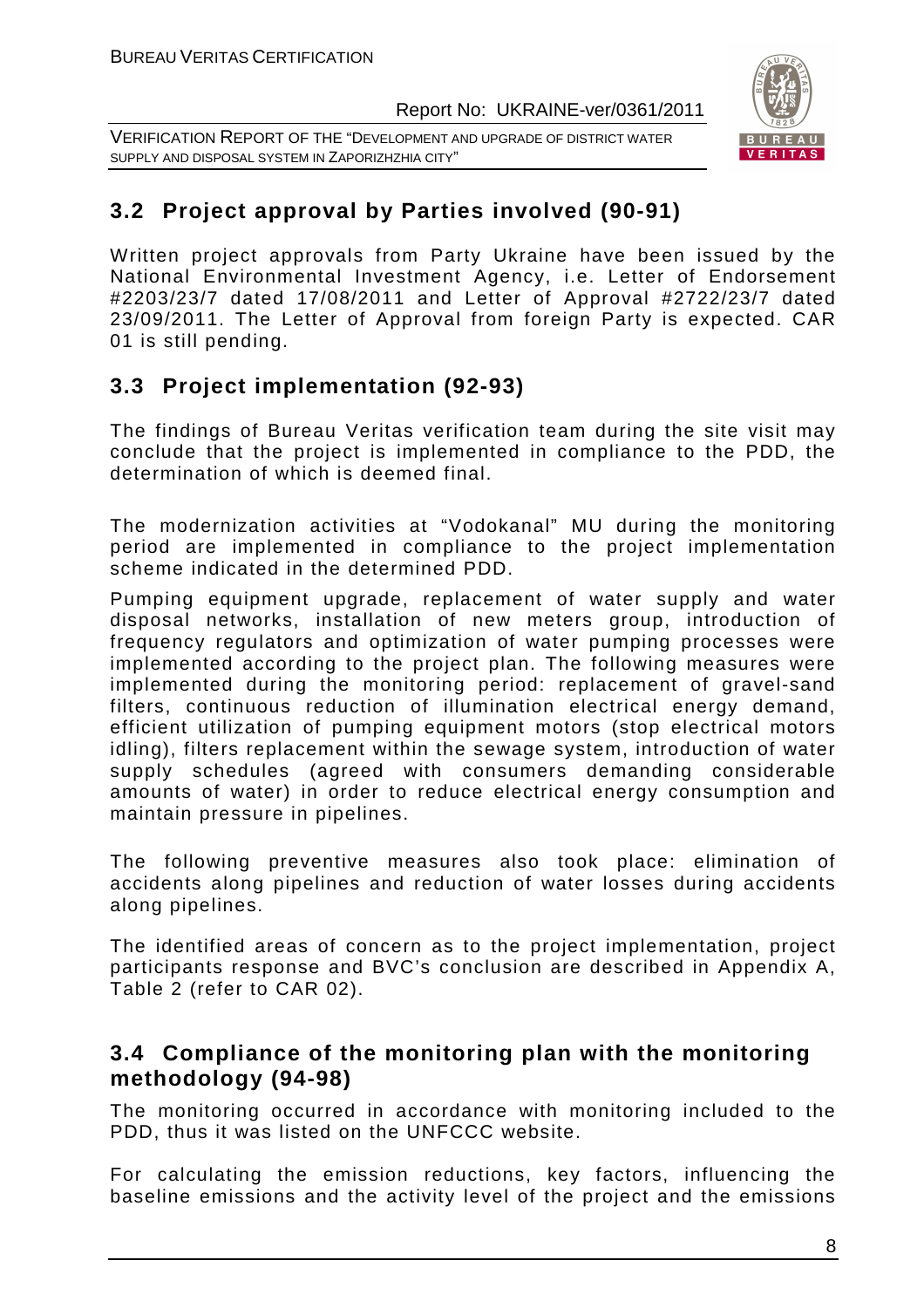## 3.2 Project approval by Parties involved (90-91)

Written project approvals from Party Ukraine have been issued by the National Environmental Investment Agency, i.e. Letter of Endorsement #2203/23/7 dated 17/08/2011 and Letter of Approval #2722/23/7 dated 23/09/2011. The Letter of Approval from foreign Party is expected. CAR 01 is still pending.

## 3.3 Project implementation (92-93)

The findings of Bureau Veritas verification team during the site visit may conclude that the project is implemented in compliance to the PDD, the determination of which is deemed final.

The modernization activities at "Vodokanal" MU during the monitoring period are implemented in compliance to the project implementation scheme indicated in the determined PDD.

Pumping equipment upgrade, replacement of water supply and water disposal networks, installation of new meters group, introduction of frequency regulators and optimization of water pumping processes were implemented according to the project plan. The following measures were implemented during the monitoring period: replacement of gravel-sand filters, continuous reduction of illumination electrical energy demand, efficient utilization of pumping equipment motors (stop electrical motors idling), filters replacement within the sewage system, introduction of water supply schedules (agreed with consumers demanding considerable amounts of water) in order to reduce electrical energy consumption and maintain pressure in pipelines.

The following preventive measures also took place: elimination of accidents along pipelines and reduction of water losses during accidents along pipelines.

The identified areas of concern as to the project implementation, project participants response and BVC's conclusion are described in Appendix A, Table 2 (refer to CAR 02).

## 3.4 Compliance of the monitoring plan with the monitoring methodology (94-98)

The monitoring occurred in accordance with monitoring included to the PDD, thus it was listed on the UNFCCC website.

For calculating the emission reductions, key factors, influencing the baseline emissions and the activity level of the project and the emissions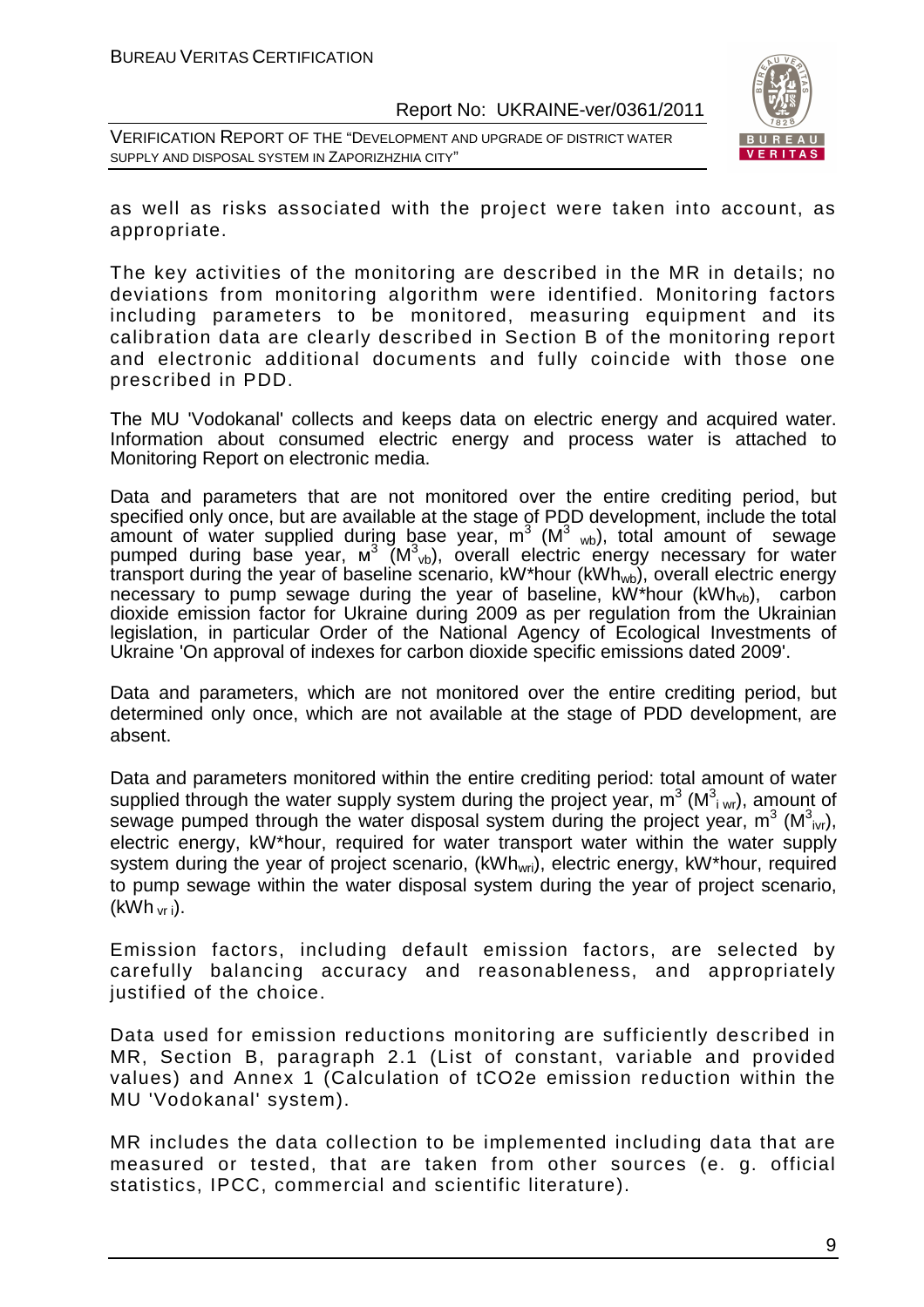as well as risks associated with the project were taken into account, as appropriate.

The key activities of the monitoring are described in the MR in details; no deviations from monitoring algorithm were identified. Monitoring factors including parameters to be monitored, measuring equipment and its calibration data are clearly described in Section B of the monitoring report and electronic additional documents and fully coincide with those one prescribed in PDD.

The MU 'Vodokanal' collects and keeps data on electric energy and acquired water. Information about consumed electric energy and process water is attached to Monitoring Report on electronic media.

Data and parameters that are not monitored over the entire crediting period, but specified only once, but are available at the stage of PDD development, include the total amount of water supplied during base year, $m^3$ ($M^3_{wb}$), total amount of sewage pumped during base year, м$^3$ ($M^3_{vb}$), overall electric energy necessary for water transport during the year of baseline scenario, kW*hour ($kWh_{wb}$), overall electric energy necessary to pump sewage during the year of baseline, kW*hour ($kWh_{vb}$), carbon dioxide emission factor for Ukraine during 2009 as per regulation from the Ukrainian legislation, in particular Order of the National Agency of Ecological Investments of Ukraine 'On approval of indexes for carbon dioxide specific emissions dated 2009'.

Data and parameters, which are not monitored over the entire crediting period, but determined only once, which are not available at the stage of PDD development, are absent.

Data and parameters monitored within the entire crediting period: total amount of water supplied through the water supply system during the project year, $m^3$ ($M^3_{i\,wr}$), amount of sewage pumped through the water disposal system during the project year, $m^3$ ($M^3_{ivr}$), electric energy, kW*hour, required for water transport water within the water supply system during the year of project scenario, ($kWh_{wri}$), electric energy, kW*hour, required to pump sewage within the water disposal system during the year of project scenario, ($kWh_{vr\,i}$).

Emission factors, including default emission factors, are selected by carefully balancing accuracy and reasonableness, and appropriately justified of the choice.

Data used for emission reductions monitoring are sufficiently described in MR, Section B, paragraph 2.1 (List of constant, variable and provided values) and Annex 1 (Calculation of tCO2e emission reduction within the MU 'Vodokanal' system).

MR includes the data collection to be implemented including data that are measured or tested, that are taken from other sources (e. g. official statistics, IPCC, commercial and scientific literature).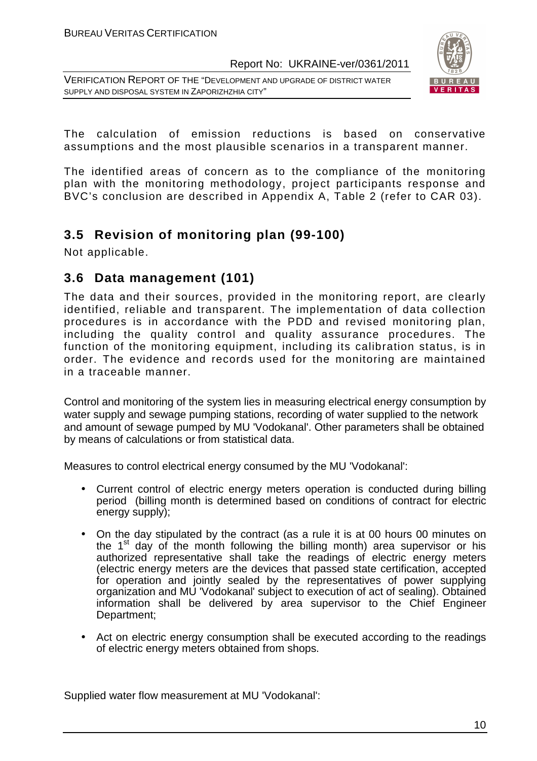The calculation of emission reductions is based on conservative assumptions and the most plausible scenarios in a transparent manner.

The identified areas of concern as to the compliance of the monitoring plan with the monitoring methodology, project participants response and BVC's conclusion are described in Appendix A, Table 2 (refer to CAR 03).

## 3.5 Revision of monitoring plan (99-100)

Not applicable.

## 3.6 Data management (101)

The data and their sources, provided in the monitoring report, are clearly identified, reliable and transparent. The implementation of data collection procedures is in accordance with the PDD and revised monitoring plan, including the quality control and quality assurance procedures. The function of the monitoring equipment, including its calibration status, is in order. The evidence and records used for the monitoring are maintained in a traceable manner.

Control and monitoring of the system lies in measuring electrical energy consumption by water supply and sewage pumping stations, recording of water supplied to the network and amount of sewage pumped by MU 'Vodokanal'. Other parameters shall be obtained by means of calculations or from statistical data.

Measures to control electrical energy consumed by the MU 'Vodokanal':

- Current control of electric energy meters operation is conducted during billing period (billing month is determined based on conditions of contract for electric energy supply);
- On the day stipulated by the contract (as a rule it is at 00 hours 00 minutes on the 1st day of the month following the billing month) area supervisor or his authorized representative shall take the readings of electric energy meters (electric energy meters are the devices that passed state certification, accepted for operation and jointly sealed by the representatives of power supplying organization and MU 'Vodokanal' subject to execution of act of sealing). Obtained information shall be delivered by area supervisor to the Chief Engineer Department;
- Act on electric energy consumption shall be executed according to the readings of electric energy meters obtained from shops.

Supplied water flow measurement at MU 'Vodokanal':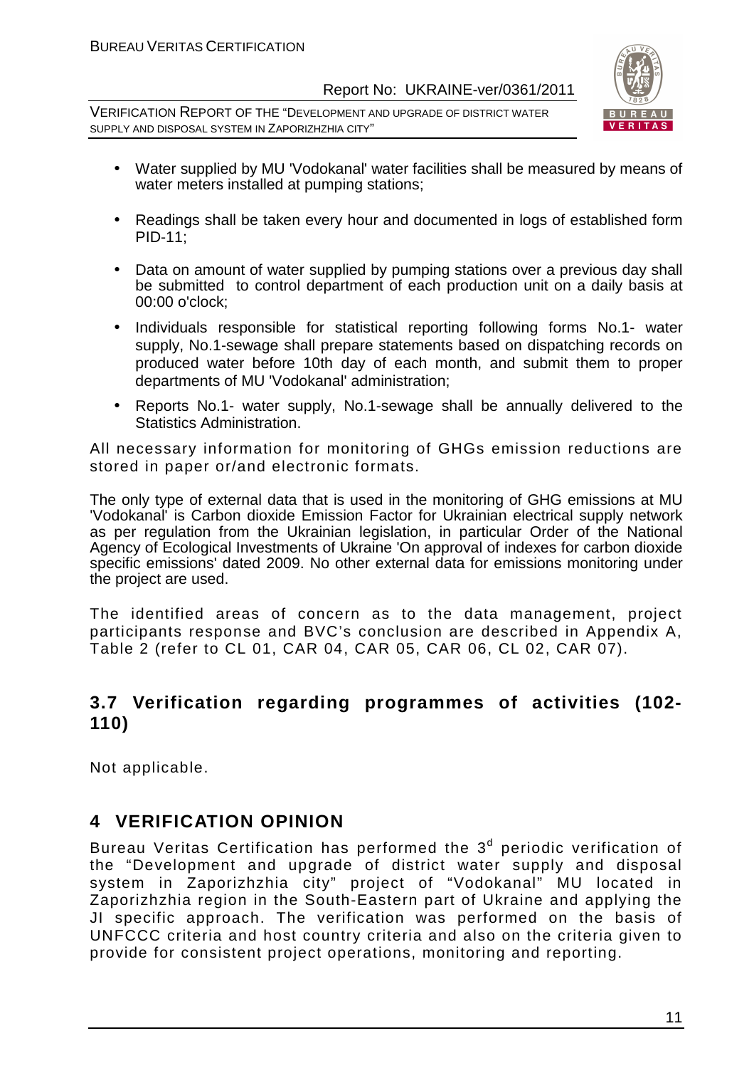- Water supplied by MU 'Vodokanal' water facilities shall be measured by means of water meters installed at pumping stations;
- Readings shall be taken every hour and documented in logs of established form PID-11;
- Data on amount of water supplied by pumping stations over a previous day shall be submitted to control department of each production unit on a daily basis at 00:00 o'clock;
- Individuals responsible for statistical reporting following forms No.1- water supply, No.1-sewage shall prepare statements based on dispatching records on produced water before 10th day of each month, and submit them to proper departments of MU 'Vodokanal' administration;
- Reports No.1- water supply, No.1-sewage shall be annually delivered to the Statistics Administration.

All necessary information for monitoring of GHGs emission reductions are stored in paper or/and electronic formats.

The only type of external data that is used in the monitoring of GHG emissions at MU 'Vodokanal' is Carbon dioxide Emission Factor for Ukrainian electrical supply network as per regulation from the Ukrainian legislation, in particular Order of the National Agency of Ecological Investments of Ukraine 'On approval of indexes for carbon dioxide specific emissions' dated 2009. No other external data for emissions monitoring under the project are used.

The identified areas of concern as to the data management, project participants response and BVC's conclusion are described in Appendix A, Table 2 (refer to CL 01, CAR 04, CAR 05, CAR 06, CL 02, CAR 07).

## 3.7 Verification regarding programmes of activities (102-110)

Not applicable.

# 4 VERIFICATION OPINION

Bureau Veritas Certification has performed the 3[d] periodic verification of the "Development and upgrade of district water supply and disposal system in Zaporizhzhia city" project of "Vodokanal" MU located in Zaporizhzhia region in the South-Eastern part of Ukraine and applying the JI specific approach. The verification was performed on the basis of UNFCCC criteria and host country criteria and also on the criteria given to provide for consistent project operations, monitoring and reporting.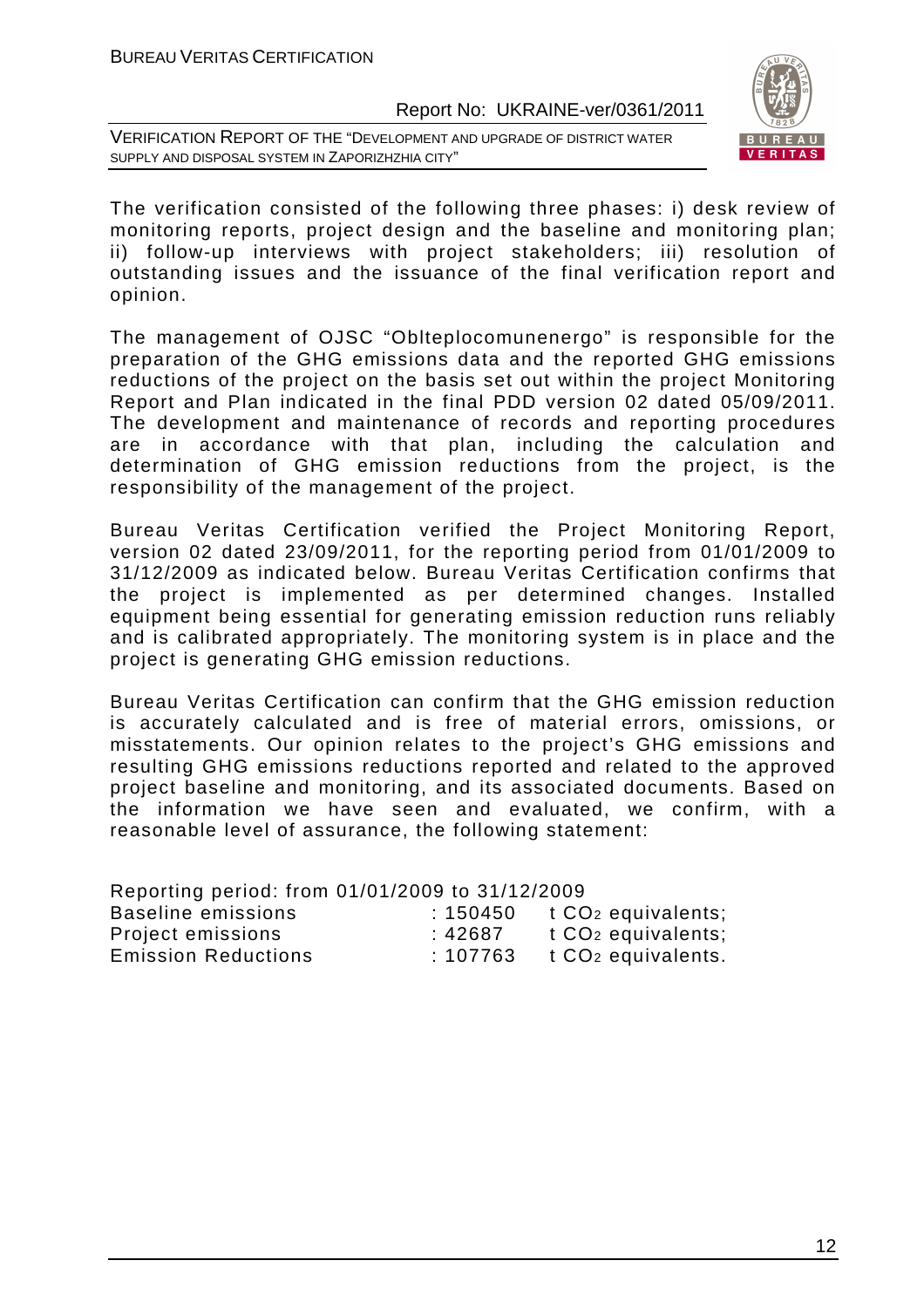The verification consisted of the following three phases: i) desk review of monitoring reports, project design and the baseline and monitoring plan; ii) follow-up interviews with project stakeholders; iii) resolution of outstanding issues and the issuance of the final verification report and opinion.

The management of OJSC "Oblteplocomunenergo" is responsible for the preparation of the GHG emissions data and the reported GHG emissions reductions of the project on the basis set out within the project Monitoring Report and Plan indicated in the final PDD version 02 dated 05/09/2011. The development and maintenance of records and reporting procedures are in accordance with that plan, including the calculation and determination of GHG emission reductions from the project, is the responsibility of the management of the project.

Bureau Veritas Certification verified the Project Monitoring Report, version 02 dated 23/09/2011, for the reporting period from 01/01/2009 to 31/12/2009 as indicated below. Bureau Veritas Certification confirms that the project is implemented as per determined changes. Installed equipment being essential for generating emission reduction runs reliably and is calibrated appropriately. The monitoring system is in place and the project is generating GHG emission reductions.

Bureau Veritas Certification can confirm that the GHG emission reduction is accurately calculated and is free of material errors, omissions, or misstatements. Our opinion relates to the project's GHG emissions and resulting GHG emissions reductions reported and related to the approved project baseline and monitoring, and its associated documents. Based on the information we have seen and evaluated, we confirm, with a reasonable level of assurance, the following statement:

Reporting period: from 01/01/2009 to 31/12/2009

| | | |
|---|---|---|
| Baseline emissions | : 150450 | t $CO_2$ equivalents; |
| Project emissions | : 42687 | t $CO_2$ equivalents; |
| Emission Reductions | : 107763 | t $CO_2$ equivalents. |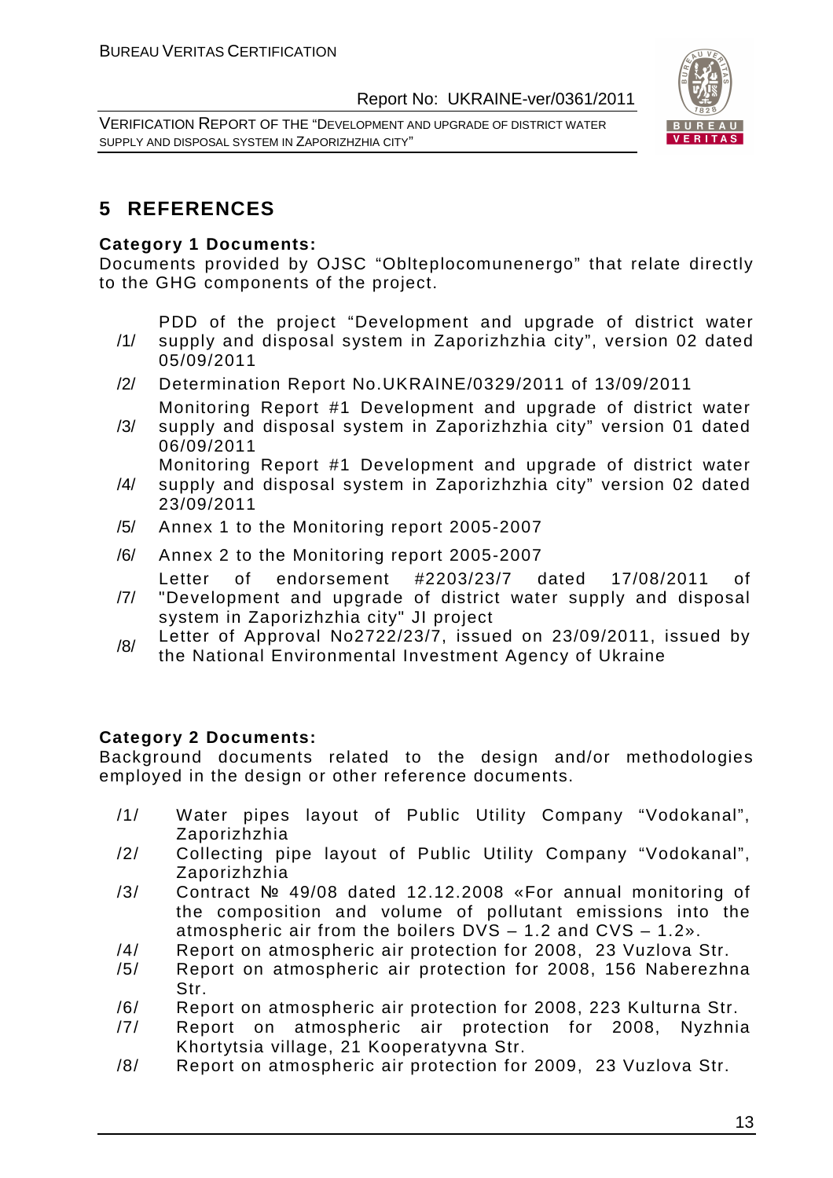# 5 REFERENCES

**Category 1 Documents:**

Documents provided by OJSC "Oblteplocomunenergo" that relate directly to the GHG components of the project.

| | |
|---|---|
| /1/ | PDD of the project "Development and upgrade of district water supply and disposal system in Zaporizhzhia city", version 02 dated 05/09/2011 |
| /2/ | Determination Report No.UKRAINE/0329/2011 of 13/09/2011 |
| /3/ | Monitoring Report #1 Development and upgrade of district water supply and disposal system in Zaporizhzhia city" version 01 dated 06/09/2011 |
| /4/ | Monitoring Report #1 Development and upgrade of district water supply and disposal system in Zaporizhzhia city" version 02 dated 23/09/2011 |
| /5/ | Annex 1 to the Monitoring report 2005-2007 |
| /6/ | Annex 2 to the Monitoring report 2005-2007 |
| /7/ | Letter of endorsement #2203/23/7 dated 17/08/2011 of "Development and upgrade of district water supply and disposal system in Zaporizhzhia city" JI project |
| /8/ | Letter of Approval No2722/23/7, issued on 23/09/2011, issued by the National Environmental Investment Agency of Ukraine |

**Category 2 Documents:**

Background documents related to the design and/or methodologies employed in the design or other reference documents.

| | |
|---|---|
| /1/ | Water pipes layout of Public Utility Company "Vodokanal", Zaporizhzhia |
| /2/ | Collecting pipe layout of Public Utility Company "Vodokanal", Zaporizhzhia |
| /3/ | Contract № 49/08 dated 12.12.2008 «For annual monitoring of the composition and volume of pollutant emissions into the atmospheric air from the boilers DVS – 1.2 and CVS – 1.2». |
| /4/ | Report on atmospheric air protection for 2008, 23 Vuzlova Str. |
| /5/ | Report on atmospheric air protection for 2008, 156 Naberezhna Str. |
| /6/ | Report on atmospheric air protection for 2008, 223 Kulturna Str. |
| /7/ | Report on atmospheric air protection for 2008, Nyzhnia Khortytsia village, 21 Kooperatyvna Str. |
| /8/ | Report on atmospheric air protection for 2009, 23 Vuzlova Str. |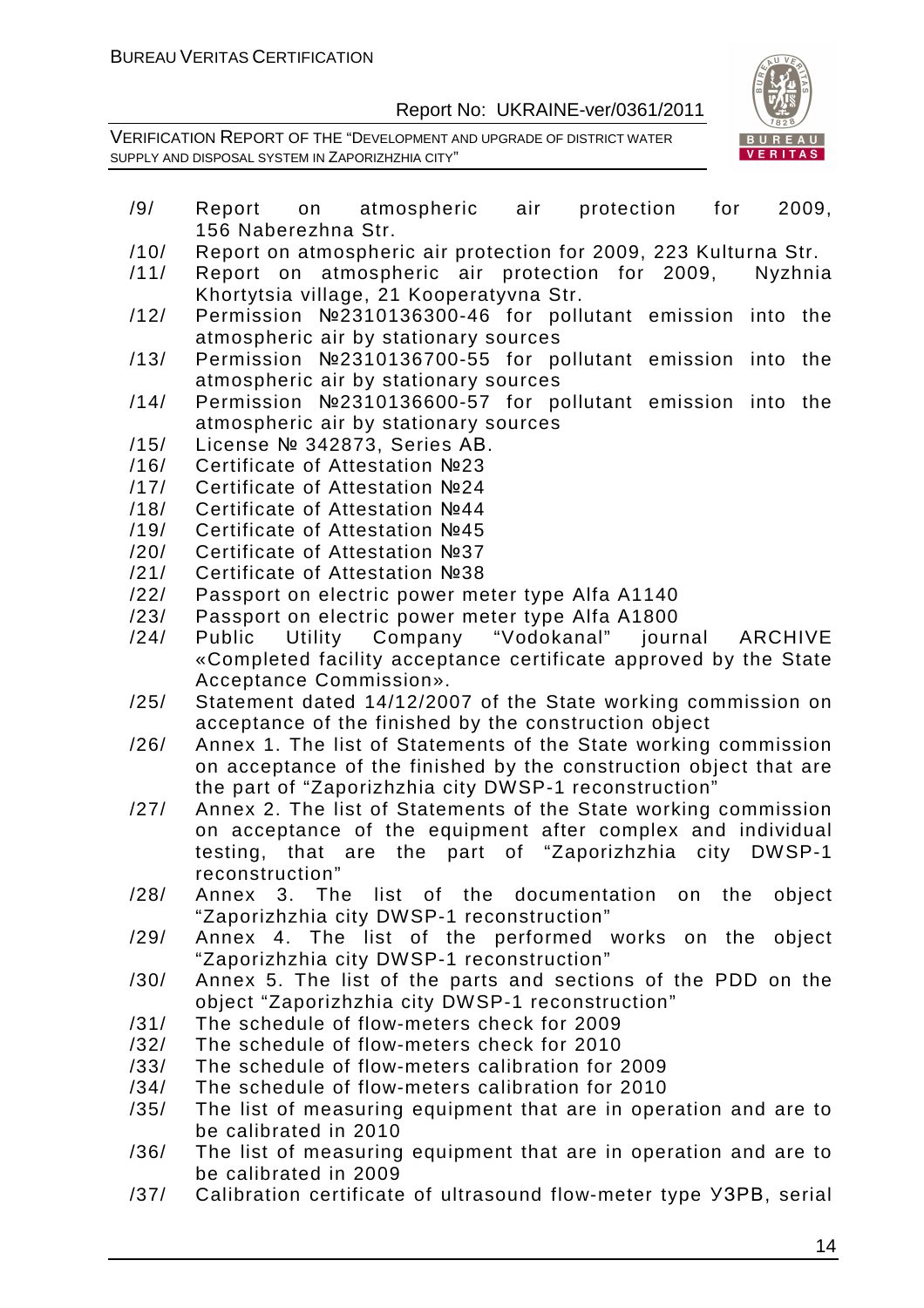/9/ Report on atmospheric air protection for 2009, 156 Naberezhna Str.

/10/ Report on atmospheric air protection for 2009, 223 Kulturna Str.

/11/ Report on atmospheric air protection for 2009, Nyzhnia Khortytsia village, 21 Kooperatyvna Str.

/12/ Permission №2310136300-46 for pollutant emission into the atmospheric air by stationary sources

/13/ Permission №2310136700-55 for pollutant emission into the atmospheric air by stationary sources

/14/ Permission №2310136600-57 for pollutant emission into the atmospheric air by stationary sources

/15/ License № 342873, Series AB.

/16/ Certificate of Attestation №23

/17/ Certificate of Attestation №24

/18/ Certificate of Attestation №44

/19/ Certificate of Attestation №45

/20/ Certificate of Attestation №37

/21/ Certificate of Attestation №38

/22/ Passport on electric power meter type Alfa A1140

/23/ Passport on electric power meter type Alfa A1800

/24/ Public Utility Company "Vodokanal" journal ARCHIVE «Completed facility acceptance certificate approved by the State Acceptance Commission».

/25/ Statement dated 14/12/2007 of the State working commission on acceptance of the finished by the construction object

/26/ Annex 1. The list of Statements of the State working commission on acceptance of the finished by the construction object that are the part of "Zaporizhzhia city DWSP-1 reconstruction"

/27/ Annex 2. The list of Statements of the State working commission on acceptance of the equipment after complex and individual testing, that are the part of "Zaporizhzhia city DWSP-1 reconstruction"

/28/ Annex 3. The list of the documentation on the object "Zaporizhzhia city DWSP-1 reconstruction"

/29/ Annex 4. The list of the performed works on the object "Zaporizhzhia city DWSP-1 reconstruction"

/30/ Annex 5. The list of the parts and sections of the PDD on the object "Zaporizhzhia city DWSP-1 reconstruction"

/31/ The schedule of flow-meters check for 2009

/32/ The schedule of flow-meters check for 2010

/33/ The schedule of flow-meters calibration for 2009

/34/ The schedule of flow-meters calibration for 2010

/35/ The list of measuring equipment that are in operation and are to be calibrated in 2010

/36/ The list of measuring equipment that are in operation and are to be calibrated in 2009

/37/ Calibration certificate of ultrasound flow-meter type УЗРВ, serial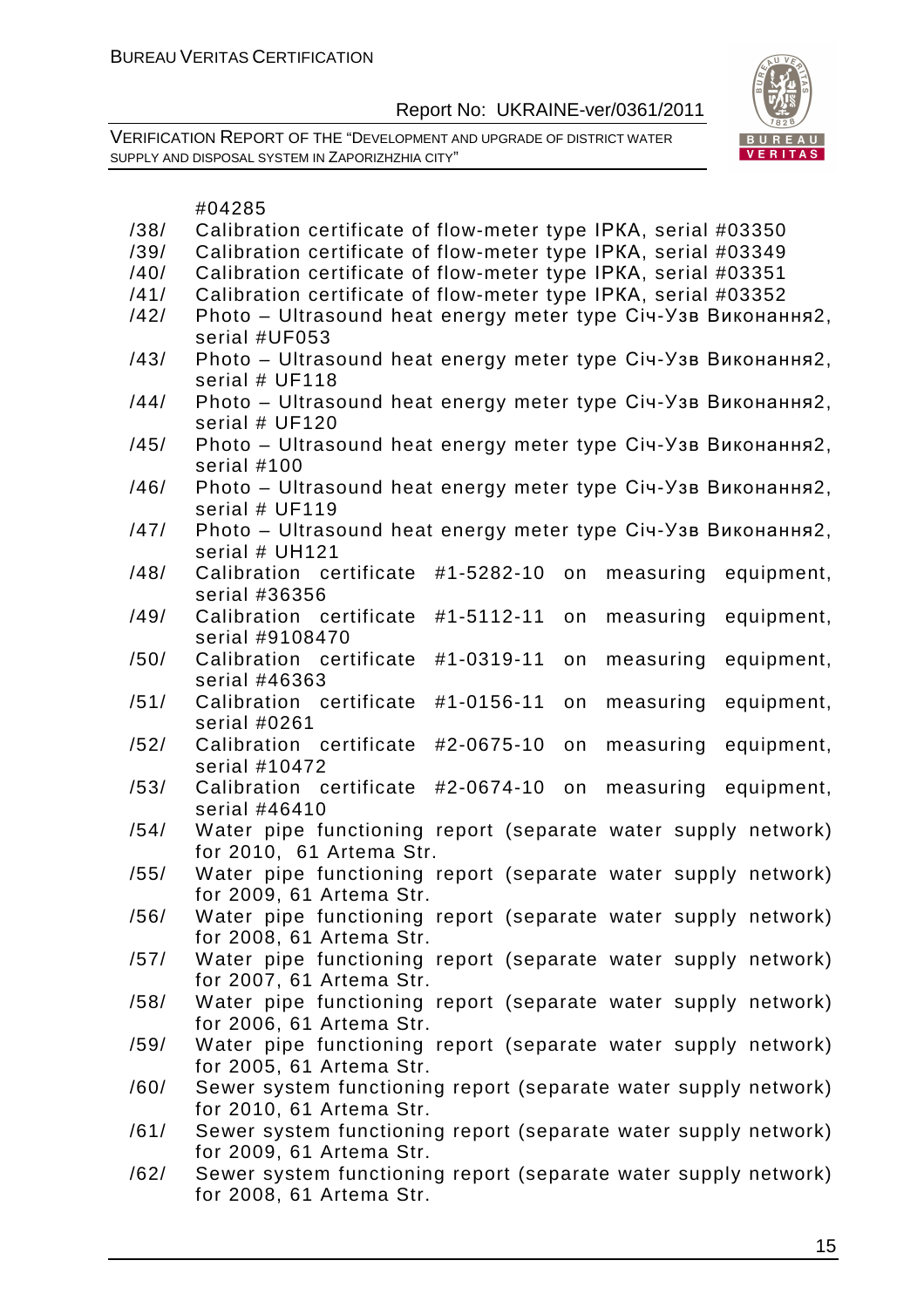#04285

/38/ Calibration certificate of flow-meter type IPKA, serial #03350

/39/ Calibration certificate of flow-meter type IPKA, serial #03349

/40/ Calibration certificate of flow-meter type IPKA, serial #03351

/41/ Calibration certificate of flow-meter type IPKA, serial #03352

/42/ Photo – Ultrasound heat energy meter type Січ-Узв Виконання2, serial #UF053

/43/ Photo – Ultrasound heat energy meter type Січ-Узв Виконання2, serial # UF118

/44/ Photo – Ultrasound heat energy meter type Січ-Узв Виконання2, serial # UF120

/45/ Photo – Ultrasound heat energy meter type Січ-Узв Виконання2, serial #100

/46/ Photo – Ultrasound heat energy meter type Січ-Узв Виконання2, serial # UF119

/47/ Photo – Ultrasound heat energy meter type Січ-Узв Виконання2, serial # UH121

/48/ Calibration certificate #1-5282-10 on measuring equipment, serial #36356

/49/ Calibration certificate #1-5112-11 on measuring equipment, serial #9108470

/50/ Calibration certificate #1-0319-11 on measuring equipment, serial #46363

/51/ Calibration certificate #1-0156-11 on measuring equipment, serial #0261

/52/ Calibration certificate #2-0675-10 on measuring equipment, serial #10472

/53/ Calibration certificate #2-0674-10 on measuring equipment, serial #46410

/54/ Water pipe functioning report (separate water supply network) for 2010, 61 Artema Str.

/55/ Water pipe functioning report (separate water supply network) for 2009, 61 Artema Str.

/56/ Water pipe functioning report (separate water supply network) for 2008, 61 Artema Str.

/57/ Water pipe functioning report (separate water supply network) for 2007, 61 Artema Str.

/58/ Water pipe functioning report (separate water supply network) for 2006, 61 Artema Str.

/59/ Water pipe functioning report (separate water supply network) for 2005, 61 Artema Str.

/60/ Sewer system functioning report (separate water supply network) for 2010, 61 Artema Str.

/61/ Sewer system functioning report (separate water supply network) for 2009, 61 Artema Str.

/62/ Sewer system functioning report (separate water supply network) for 2008, 61 Artema Str.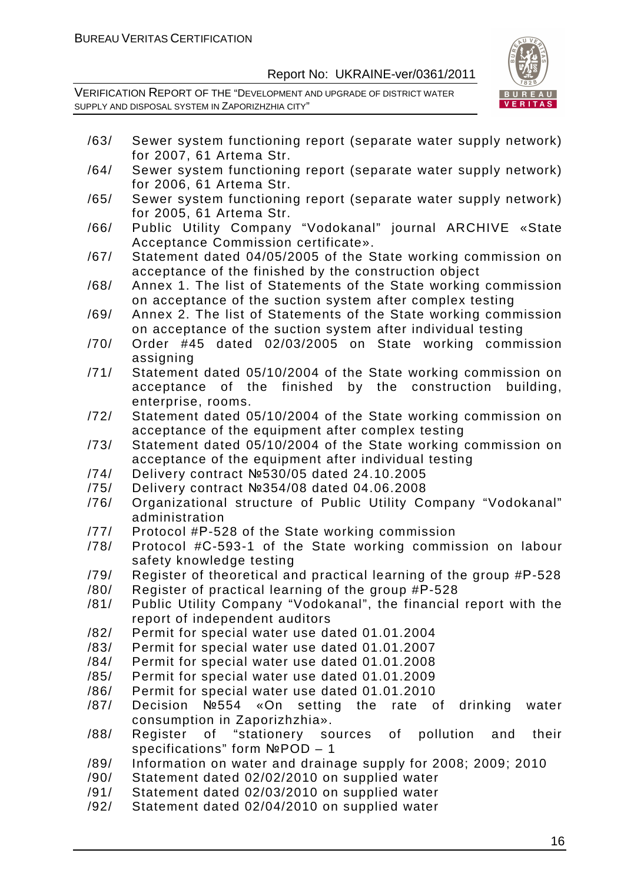/63/ Sewer system functioning report (separate water supply network) for 2007, 61 Artema Str.

/64/ Sewer system functioning report (separate water supply network) for 2006, 61 Artema Str.

/65/ Sewer system functioning report (separate water supply network) for 2005, 61 Artema Str.

/66/ Public Utility Company "Vodokanal" journal ARCHIVE «State Acceptance Commission certificate».

/67/ Statement dated 04/05/2005 of the State working commission on acceptance of the finished by the construction object

/68/ Annex 1. The list of Statements of the State working commission on acceptance of the suction system after complex testing

/69/ Annex 2. The list of Statements of the State working commission on acceptance of the suction system after individual testing

/70/ Order #45 dated 02/03/2005 on State working commission assigning

/71/ Statement dated 05/10/2004 of the State working commission on acceptance of the finished by the construction building, enterprise, rooms.

/72/ Statement dated 05/10/2004 of the State working commission on acceptance of the equipment after complex testing

/73/ Statement dated 05/10/2004 of the State working commission on acceptance of the equipment after individual testing

/74/ Delivery contract №530/05 dated 24.10.2005

/75/ Delivery contract №354/08 dated 04.06.2008

/76/ Organizational structure of Public Utility Company "Vodokanal" administration

/77/ Protocol #P-528 of the State working commission

/78/ Protocol #C-593-1 of the State working commission on labour safety knowledge testing

/79/ Register of theoretical and practical learning of the group #P-528

/80/ Register of practical learning of the group #P-528

/81/ Public Utility Company "Vodokanal", the financial report with the report of independent auditors

/82/ Permit for special water use dated 01.01.2004

/83/ Permit for special water use dated 01.01.2007

/84/ Permit for special water use dated 01.01.2008

/85/ Permit for special water use dated 01.01.2009

/86/ Permit for special water use dated 01.01.2010

/87/ Decision №554 «On setting the rate of drinking water consumption in Zaporizhzhia».

/88/ Register of "stationery sources of pollution and their specifications" form №POD – 1

/89/ Information on water and drainage supply for 2008; 2009; 2010

/90/ Statement dated 02/02/2010 on supplied water

/91/ Statement dated 02/03/2010 on supplied water

/92/ Statement dated 02/04/2010 on supplied water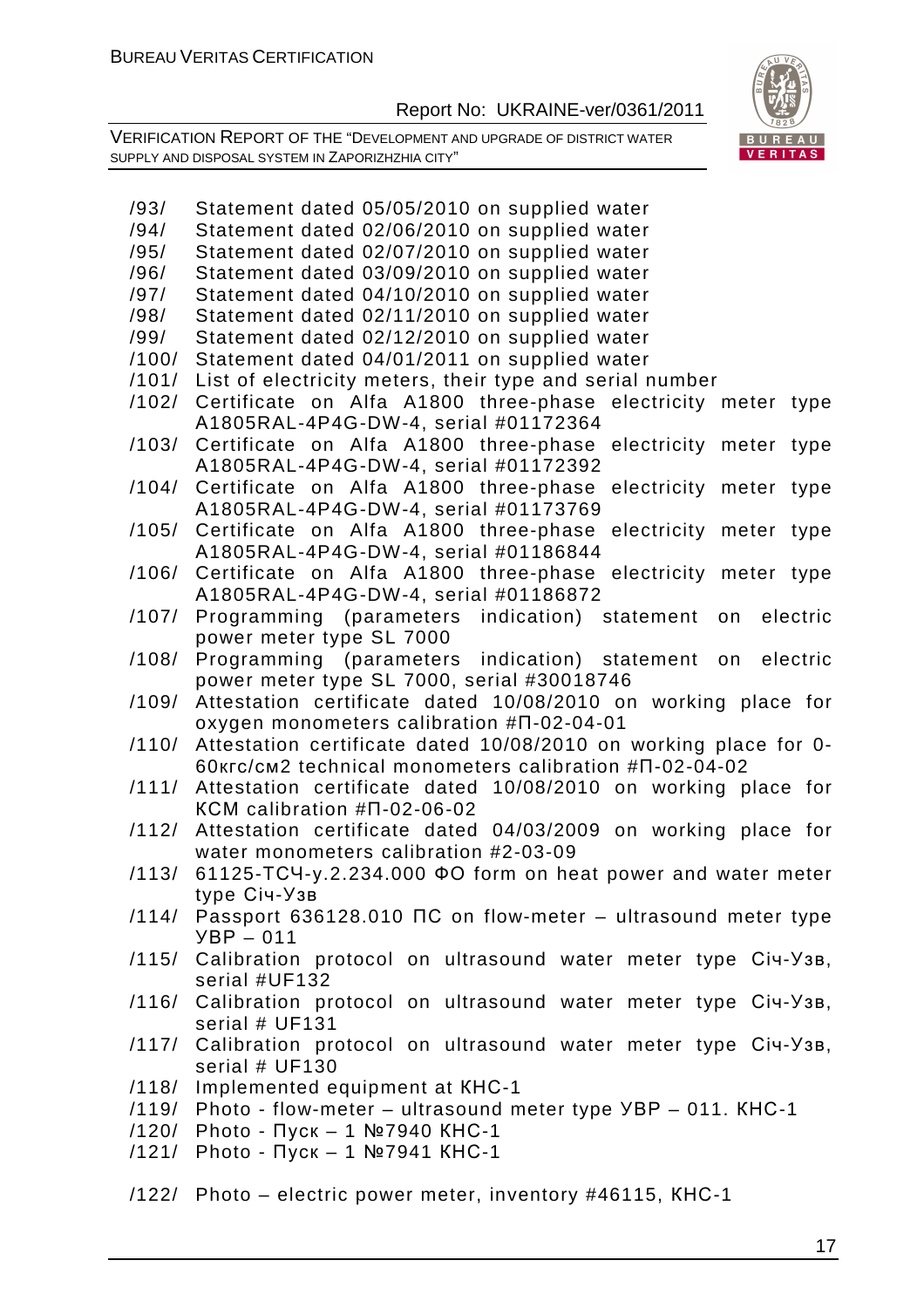/93/ Statement dated 05/05/2010 on supplied water
/94/ Statement dated 02/06/2010 on supplied water
/95/ Statement dated 02/07/2010 on supplied water
/96/ Statement dated 03/09/2010 on supplied water
/97/ Statement dated 04/10/2010 on supplied water
/98/ Statement dated 02/11/2010 on supplied water
/99/ Statement dated 02/12/2010 on supplied water
/100/ Statement dated 04/01/2011 on supplied water
/101/ List of electricity meters, their type and serial number
/102/ Certificate on Alfa A1800 three-phase electricity meter type A1805RAL-4P4G-DW-4, serial #01172364
/103/ Certificate on Alfa A1800 three-phase electricity meter type A1805RAL-4P4G-DW-4, serial #01172392
/104/ Certificate on Alfa A1800 three-phase electricity meter type A1805RAL-4P4G-DW-4, serial #01173769
/105/ Certificate on Alfa A1800 three-phase electricity meter type A1805RAL-4P4G-DW-4, serial #01186844
/106/ Certificate on Alfa A1800 three-phase electricity meter type A1805RAL-4P4G-DW-4, serial #01186872
/107/ Programming (parameters indication) statement on electric power meter type SL 7000
/108/ Programming (parameters indication) statement on electric power meter type SL 7000, serial #30018746
/109/ Attestation certificate dated 10/08/2010 on working place for oxygen monometers calibration #П-02-04-01
/110/ Attestation certificate dated 10/08/2010 on working place for 0-60кгс/см2 technical monometers calibration #П-02-04-02
/111/ Attestation certificate dated 10/08/2010 on working place for КСМ calibration #П-02-06-02
/112/ Attestation certificate dated 04/03/2009 on working place for water monometers calibration #2-03-09
/113/ 61125-ТСЧ-у.2.234.000 ФО form on heat power and water meter type Січ-Узв
/114/ Passport 636128.010 ПС on flow-meter – ultrasound meter type УВР – 011
/115/ Calibration protocol on ultrasound water meter type Січ-Узв, serial #UF132
/116/ Calibration protocol on ultrasound water meter type Січ-Узв, serial # UF131
/117/ Calibration protocol on ultrasound water meter type Січ-Узв, serial # UF130
/118/ Implemented equipment at КНС-1
/119/ Photo - flow-meter – ultrasound meter type УВР – 011. КНС-1
/120/ Photo - Пуск – 1 №7940 КНС-1
/121/ Photo - Пуск – 1 №7941 КНС-1

/122/ Photo – electric power meter, inventory #46115, КНС-1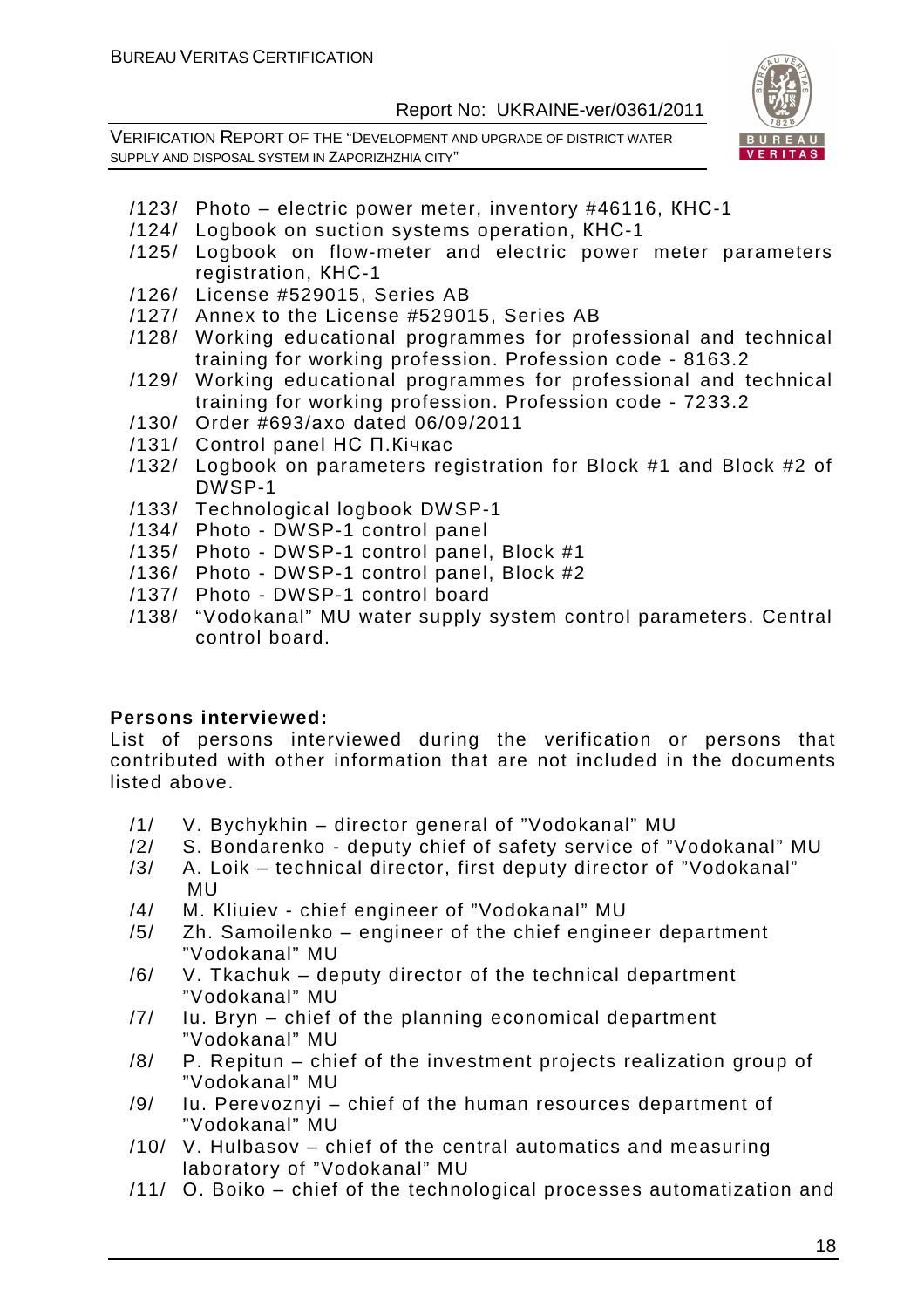/123/ Photo – electric power meter, inventory #46116, КНС-1

/124/ Logbook on suction systems operation, КНС-1

/125/ Logbook on flow-meter and electric power meter parameters registration, КНС-1

/126/ License #529015, Series AB

/127/ Annex to the License #529015, Series AB

/128/ Working educational programmes for professional and technical training for working profession. Profession code - 8163.2

/129/ Working educational programmes for professional and technical training for working profession. Profession code - 7233.2

/130/ Order #693/axo dated 06/09/2011

/131/ Control panel НС П.Кічкас

/132/ Logbook on parameters registration for Block #1 and Block #2 of DWSP-1

/133/ Technological logbook DWSP-1

/134/ Photo - DWSP-1 control panel

/135/ Photo - DWSP-1 control panel, Block #1

/136/ Photo - DWSP-1 control panel, Block #2

/137/ Photo - DWSP-1 control board

/138/ "Vodokanal" MU water supply system control parameters. Central control board.

**Persons interviewed:**

List of persons interviewed during the verification or persons that contributed with other information that are not included in the documents listed above.

/1/ V. Bychykhin – director general of "Vodokanal" MU

/2/ S. Bondarenko - deputy chief of safety service of "Vodokanal" MU

/3/ A. Loik – technical director, first deputy director of "Vodokanal" MU

/4/ M. Kliuiev - chief engineer of "Vodokanal" MU

/5/ Zh. Samoilenko – engineer of the chief engineer department "Vodokanal" MU

/6/ V. Tkachuk – deputy director of the technical department "Vodokanal" MU

/7/ Iu. Bryn – chief of the planning economical department "Vodokanal" MU

/8/ P. Repitun – chief of the investment projects realization group of "Vodokanal" MU

/9/ Iu. Perevoznyi – chief of the human resources department of "Vodokanal" MU

/10/ V. Hulbasov – chief of the central automatics and measuring laboratory of "Vodokanal" MU

/11/ O. Boiko – chief of the technological processes automatization and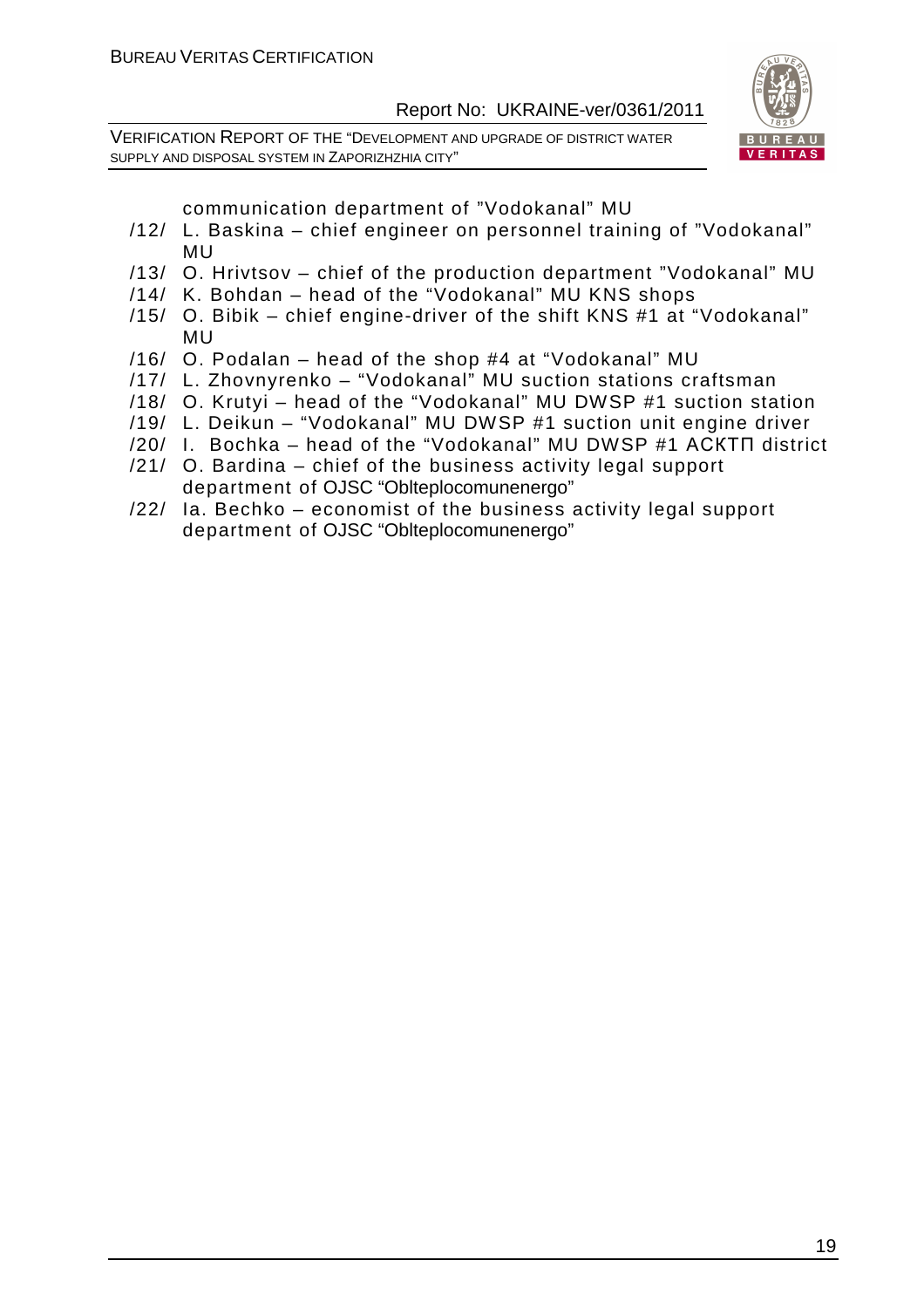communication department of "Vodokanal" MU

/12/ L. Baskina – chief engineer on personnel training of "Vodokanal" MU

/13/ O. Hrivtsov – chief of the production department "Vodokanal" MU

/14/ K. Bohdan – head of the "Vodokanal" MU KNS shops

/15/ O. Bibik – chief engine-driver of the shift KNS #1 at "Vodokanal" MU

/16/ O. Podalan – head of the shop #4 at "Vodokanal" MU

/17/ L. Zhovnyrenko – "Vodokanal" MU suction stations craftsman

/18/ O. Krutyi – head of the "Vodokanal" MU DWSP #1 suction station

/19/ L. Deikun – "Vodokanal" MU DWSP #1 suction unit engine driver

/20/ I. Bochka – head of the "Vodokanal" MU DWSP #1 АСКТП district

/21/ O. Bardina – chief of the business activity legal support department of OJSC "Oblteplocomunenergo"

/22/ Ia. Bechko – economist of the business activity legal support department of OJSC "Oblteplocomunenergo"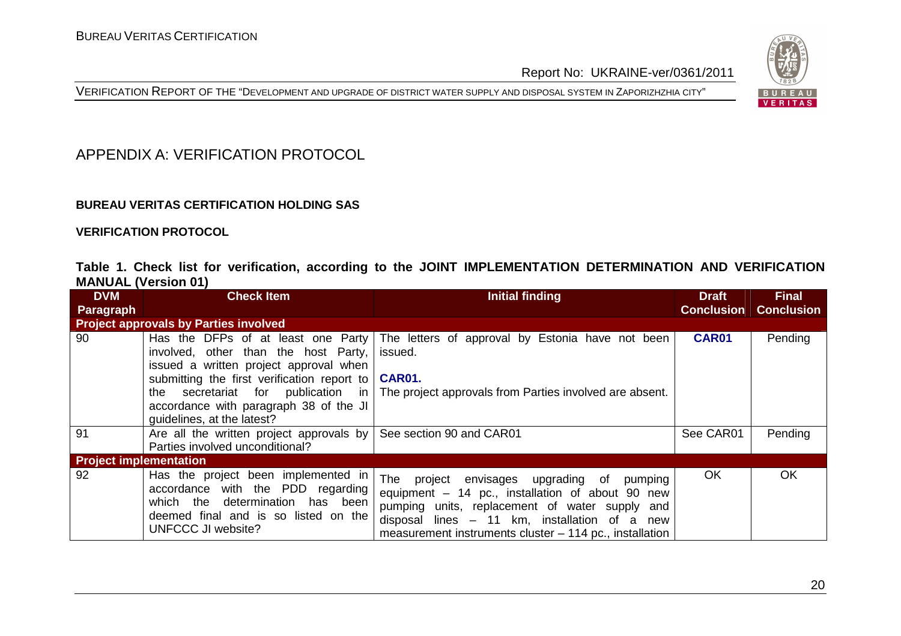# APPENDIX A: VERIFICATION PROTOCOL

**BUREAU VERITAS CERTIFICATION HOLDING SAS**

**VERIFICATION PROTOCOL**

**Table 1. Check list for verification, according to the JOINT IMPLEMENTATION DETERMINATION AND VERIFICATION MANUAL (Version 01)**

| DVM Paragraph | Check Item | Initial finding | Draft Conclusion | Final Conclusion |
|---|---|---|---|---|
| **Project approvals by Parties involved** | | | | |
| 90 | Has the DFPs of at least one Party involved, other than the host Party, issued a written project approval when submitting the first verification report to the secretariat for publication in accordance with paragraph 38 of the JI guidelines, at the latest? | The letters of approval by Estonia have not been issued.<br><br>**CAR01.**<br>The project approvals from Parties involved are absent. | **CAR01** | Pending |
| 91 | Are all the written project approvals by Parties involved unconditional? | See section 90 and CAR01 | See CAR01 | Pending |
| **Project implementation** | | | | |
| 92 | Has the project been implemented in accordance with the PDD regarding which the determination has been deemed final and is so listed on the UNFCCC JI website? | The project envisages upgrading of pumping equipment – 14 pc., installation of about 90 new pumping units, replacement of water supply and disposal lines – 11 km, installation of a new measurement instruments cluster – 114 pc., installation | OK | OK |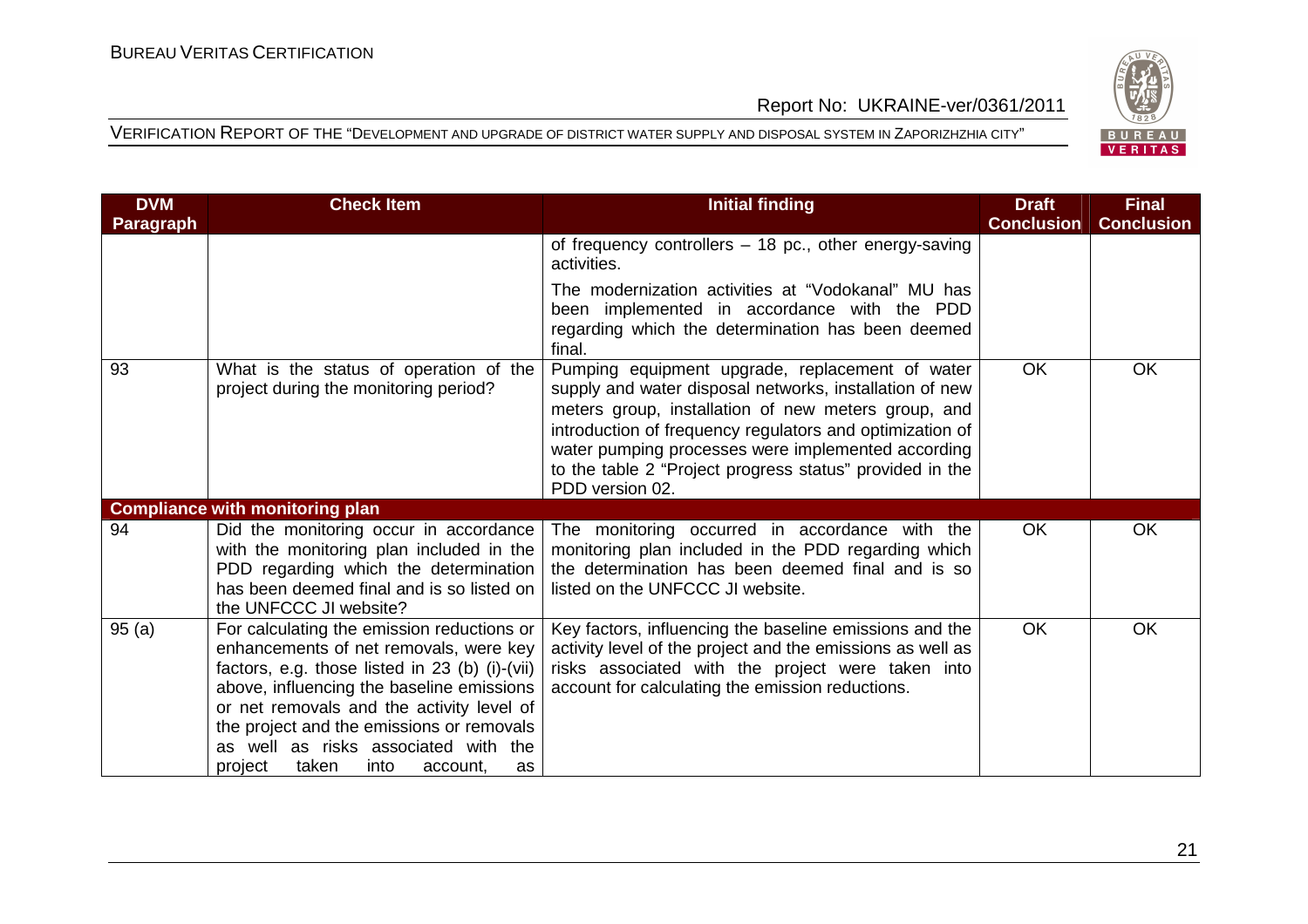| DVM Paragraph | Check Item | Initial finding | Draft Conclusion | Final Conclusion |
|---|---|---|---|---|
| | | of frequency controllers – 18 pc., other energy-saving activities.<br><br>The modernization activities at "Vodokanal" MU has been implemented in accordance with the PDD regarding which the determination has been deemed final. | | |
| 93 | What is the status of operation of the project during the monitoring period? | Pumping equipment upgrade, replacement of water supply and water disposal networks, installation of new meters group, installation of new meters group, and introduction of frequency regulators and optimization of water pumping processes were implemented according to the table 2 "Project progress status" provided in the PDD version 02. | OK | OK |
| **Compliance with monitoring plan** | | | | |
| 94 | Did the monitoring occur in accordance with the monitoring plan included in the PDD regarding which the determination has been deemed final and is so listed on the UNFCCC JI website? | The monitoring occurred in accordance with the monitoring plan included in the PDD regarding which the determination has been deemed final and is so listed on the UNFCCC JI website. | OK | OK |
| 95 (a) | For calculating the emission reductions or enhancements of net removals, were key factors, e.g. those listed in 23 (b) (i)-(vii) above, influencing the baseline emissions or net removals and the activity level of the project and the emissions or removals as well as risks associated with the project taken into account, as | Key factors, influencing the baseline emissions and the activity level of the project and the emissions as well as risks associated with the project were taken into account for calculating the emission reductions. | OK | OK |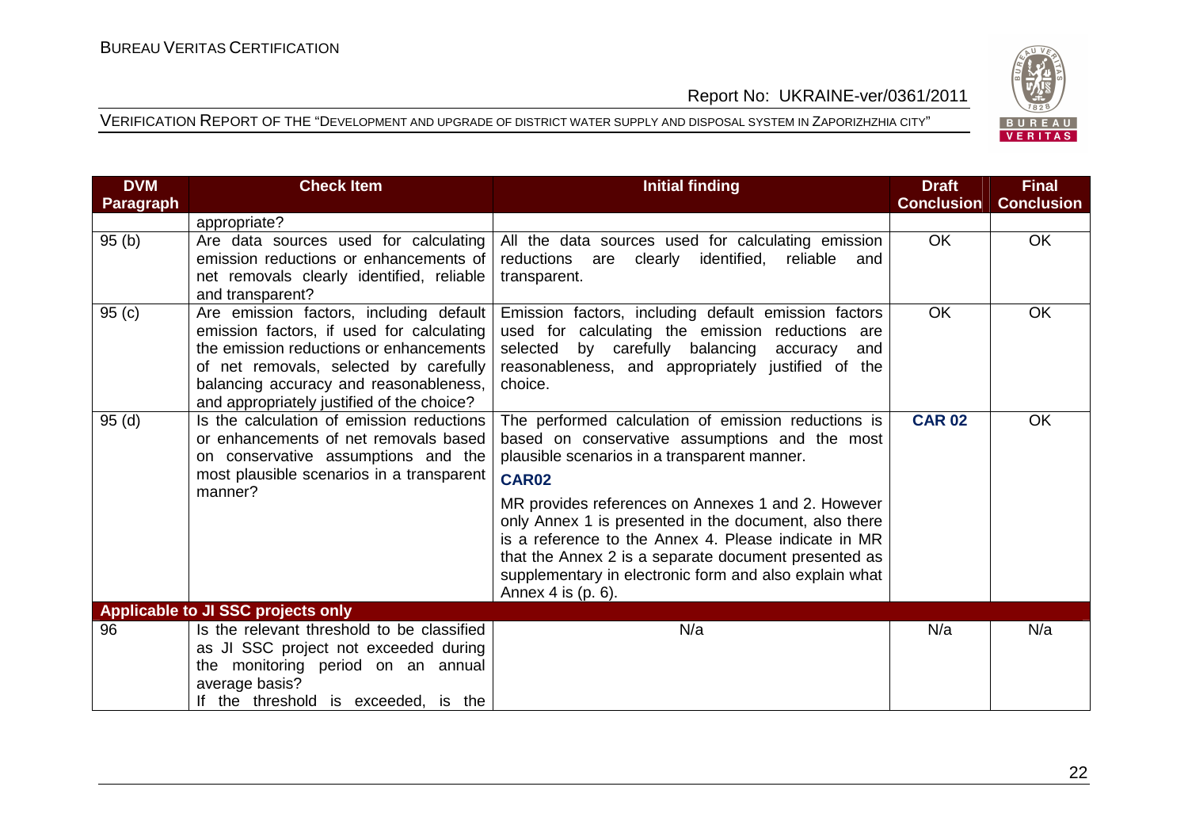| DVM Paragraph | Check Item | Initial finding | Draft Conclusion | Final Conclusion |
|---|---|---|---|---|
| | appropriate? | | | |
| 95 (b) | Are data sources used for calculating emission reductions or enhancements of net removals clearly identified, reliable and transparent? | All the data sources used for calculating emission reductions are clearly identified, reliable and transparent. | OK | OK |
| 95 (c) | Are emission factors, including default emission factors, if used for calculating the emission reductions or enhancements of net removals, selected by carefully balancing accuracy and reasonableness, and appropriately justified of the choice? | Emission factors, including default emission factors used for calculating the emission reductions are selected by carefully balancing accuracy and reasonableness, and appropriately justified of the choice. | OK | OK |
| 95 (d) | Is the calculation of emission reductions or enhancements of net removals based on conservative assumptions and the most plausible scenarios in a transparent manner? | The performed calculation of emission reductions is based on conservative assumptions and the most plausible scenarios in a transparent manner. **CAR02** MR provides references on Annexes 1 and 2. However only Annex 1 is presented in the document, also there is a reference to the Annex 4. Please indicate in MR that the Annex 2 is a separate document presented as supplementary in electronic form and also explain what Annex 4 is (p. 6). | **CAR 02** | OK |
| **Applicable to JI SSC projects only** | | | | |
| 96 | Is the relevant threshold to be classified as JI SSC project not exceeded during the monitoring period on an annual average basis? If the threshold is exceeded, is the | N/a | N/a | N/a |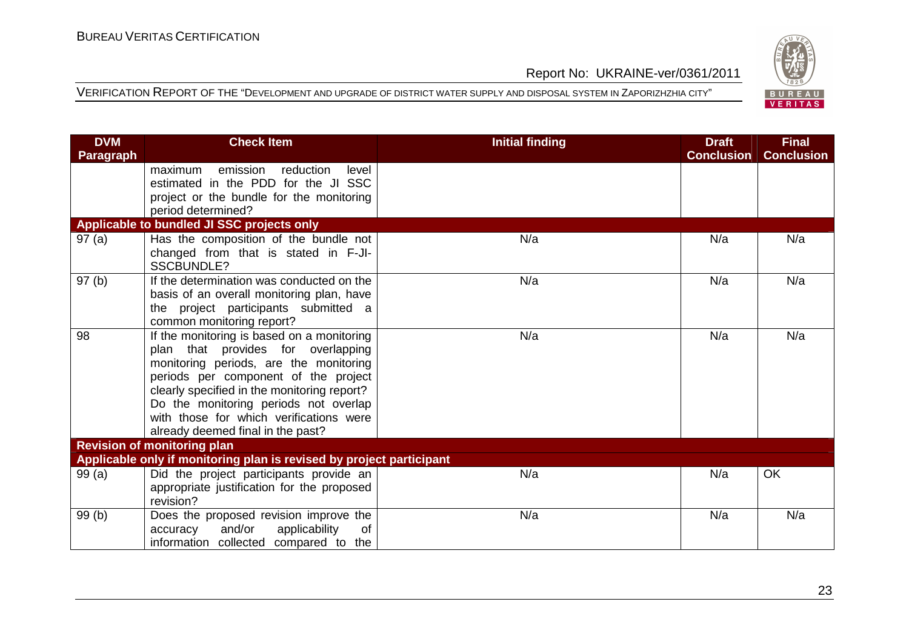| DVM Paragraph | Check Item | Initial finding | Draft Conclusion | Final Conclusion |
|---|---|---|---|---|
| | maximum emission reduction level estimated in the PDD for the JI SSC project or the bundle for the monitoring period determined? | | | |
| **Applicable to bundled JI SSC projects only** | | | | |
| 97 (a) | Has the composition of the bundle not changed from that is stated in F-JI-SSCBUNDLE? | N/a | N/a | N/a |
| 97 (b) | If the determination was conducted on the basis of an overall monitoring plan, have the project participants submitted a common monitoring report? | N/a | N/a | N/a |
| 98 | If the monitoring is based on a monitoring plan that provides for overlapping monitoring periods, are the monitoring periods per component of the project clearly specified in the monitoring report? Do the monitoring periods not overlap with those for which verifications were already deemed final in the past? | N/a | N/a | N/a |
| **Revision of monitoring plan** | | | | |
| **Applicable only if monitoring plan is revised by project participant** | | | | |
| 99 (a) | Did the project participants provide an appropriate justification for the proposed revision? | N/a | N/a | OK |
| 99 (b) | Does the proposed revision improve the accuracy and/or applicability of information collected compared to the | N/a | N/a | N/a |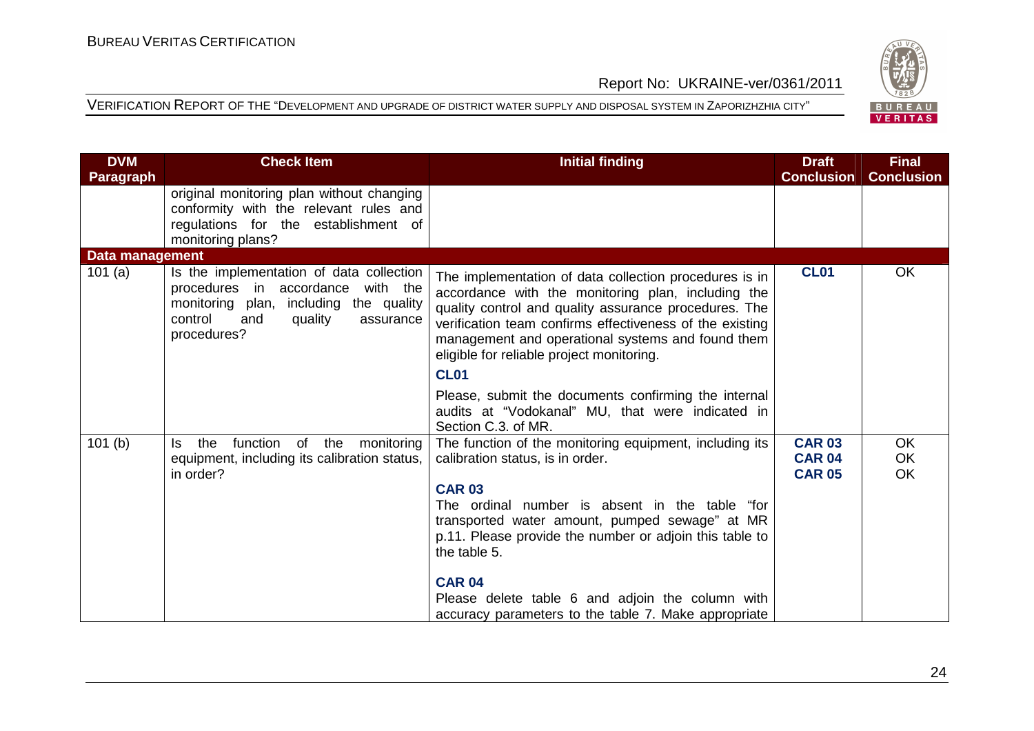| DVM Paragraph | Check Item | Initial finding | Draft Conclusion | Final Conclusion |
|---|---|---|---|---|
| | original monitoring plan without changing conformity with the relevant rules and regulations for the establishment of monitoring plans? | | | |
| **Data management** | | | | |
| 101 (a) | Is the implementation of data collection procedures in accordance with the monitoring plan, including the quality control and quality assurance procedures? | The implementation of data collection procedures is in accordance with the monitoring plan, including the quality control and quality assurance procedures. The verification team confirms effectiveness of the existing management and operational systems and found them eligible for reliable project monitoring.<br><br>**CL01**<br><br>Please, submit the documents confirming the internal audits at "Vodokanal" MU, that were indicated in Section C.3. of MR. | **CL01** | OK |
| 101 (b) | Is the function of the monitoring equipment, including its calibration status, in order? | The function of the monitoring equipment, including its calibration status, is in order.<br><br>**CAR 03**<br>The ordinal number is absent in the table "for transported water amount, pumped sewage" at MR p.11. Please provide the number or adjoin this table to the table 5.<br><br>**CAR 04**<br>Please delete table 6 and adjoin the column with accuracy parameters to the table 7. Make appropriate | **CAR 03**<br>**CAR 04**<br>**CAR 05** | OK<br>OK<br>OK |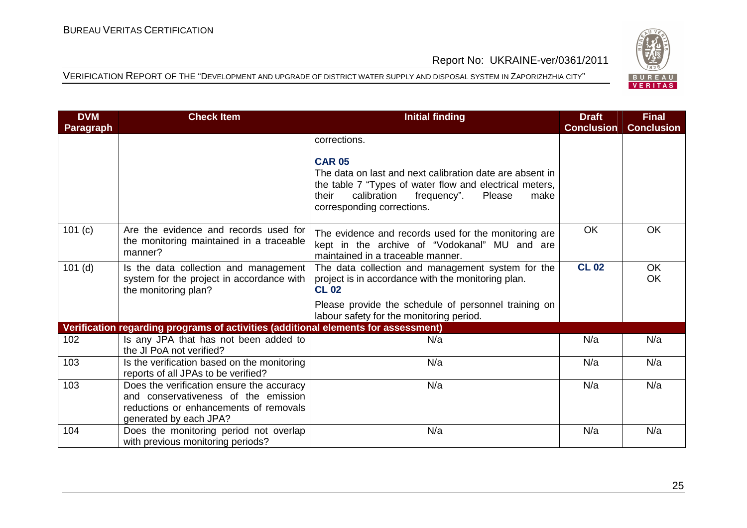| DVM Paragraph | Check Item | Initial finding | Draft Conclusion | Final Conclusion |
|---|---|---|---|---|
| | | corrections.<br><br>**CAR 05**<br>The data on last and next calibration date are absent in the table 7 "Types of water flow and electrical meters, their calibration frequency". Please make corresponding corrections. | | |
| 101 (c) | Are the evidence and records used for the monitoring maintained in a traceable manner? | The evidence and records used for the monitoring are kept in the archive of "Vodokanal" MU and are maintained in a traceable manner. | OK | OK |
| 101 (d) | Is the data collection and management system for the project in accordance with the monitoring plan? | The data collection and management system for the project is in accordance with the monitoring plan.<br>**CL 02**<br>Please provide the schedule of personnel training on labour safety for the monitoring period. | **CL 02** | OK<br>OK |
| **Verification regarding programs of activities (additional elements for assessment)** | | | | |
| 102 | Is any JPA that has not been added to the JI PoA not verified? | N/a | N/a | N/a |
| 103 | Is the verification based on the monitoring reports of all JPAs to be verified? | N/a | N/a | N/a |
| 103 | Does the verification ensure the accuracy and conservativeness of the emission reductions or enhancements of removals generated by each JPA? | N/a | N/a | N/a |
| 104 | Does the monitoring period not overlap with previous monitoring periods? | N/a | N/a | N/a |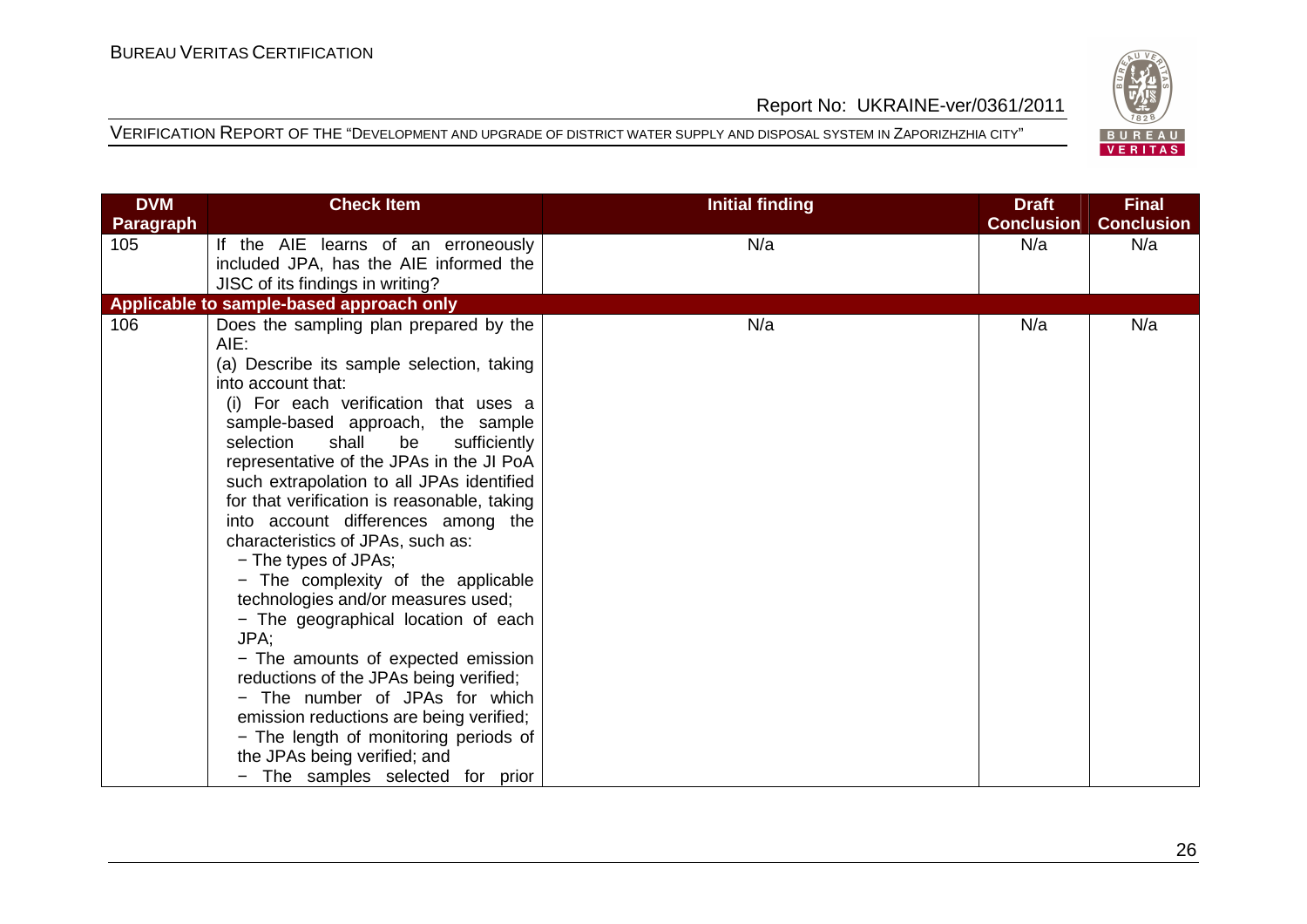| DVM Paragraph | Check Item | Initial finding | Draft Conclusion | Final Conclusion |
|---|---|---|---|---|
| 105 | If the AIE learns of an erroneously included JPA, has the AIE informed the JISC of its findings in writing? | N/a | N/a | N/a |
| **Applicable to sample-based approach only** | | | | |
| 106 | Does the sampling plan prepared by the AIE:<br>(a) Describe its sample selection, taking into account that:<br>(i) For each verification that uses a sample-based approach, the sample selection shall be sufficiently representative of the JPAs in the JI PoA such extrapolation to all JPAs identified for that verification is reasonable, taking into account differences among the characteristics of JPAs, such as:<br>− The types of JPAs;<br>− The complexity of the applicable technologies and/or measures used;<br>− The geographical location of each JPA;<br>− The amounts of expected emission reductions of the JPAs being verified;<br>− The number of JPAs for which emission reductions are being verified;<br>− The length of monitoring periods of the JPAs being verified; and<br>− The samples selected for prior | N/a | N/a | N/a |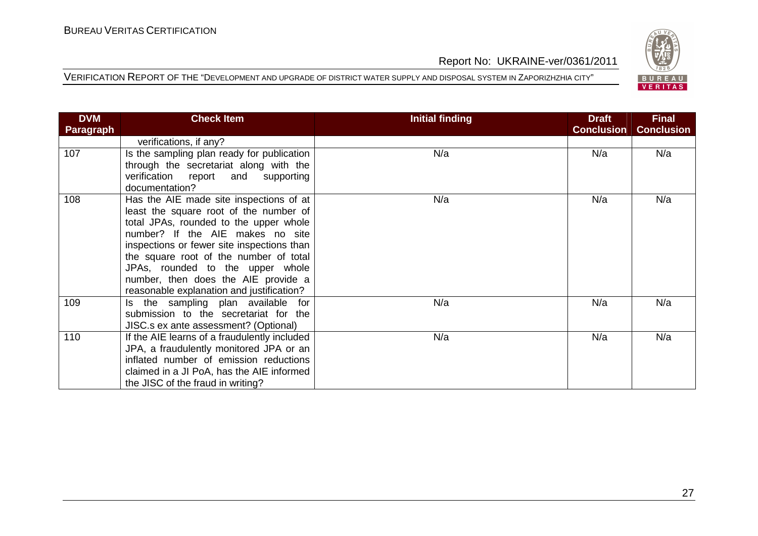| DVM Paragraph | Check Item | Initial finding | Draft Conclusion | Final Conclusion |
|---|---|---|---|---|
| | verifications, if any? | | | |
| 107 | Is the sampling plan ready for publication through the secretariat along with the verification report and supporting documentation? | N/a | N/a | N/a |
| 108 | Has the AIE made site inspections of at least the square root of the number of total JPAs, rounded to the upper whole number? If the AIE makes no site inspections or fewer site inspections than the square root of the number of total JPAs, rounded to the upper whole number, then does the AIE provide a reasonable explanation and justification? | N/a | N/a | N/a |
| 109 | Is the sampling plan available for submission to the secretariat for the JISC.s ex ante assessment? (Optional) | N/a | N/a | N/a |
| 110 | If the AIE learns of a fraudulently included JPA, a fraudulently monitored JPA or an inflated number of emission reductions claimed in a JI PoA, has the AIE informed the JISC of the fraud in writing? | N/a | N/a | N/a |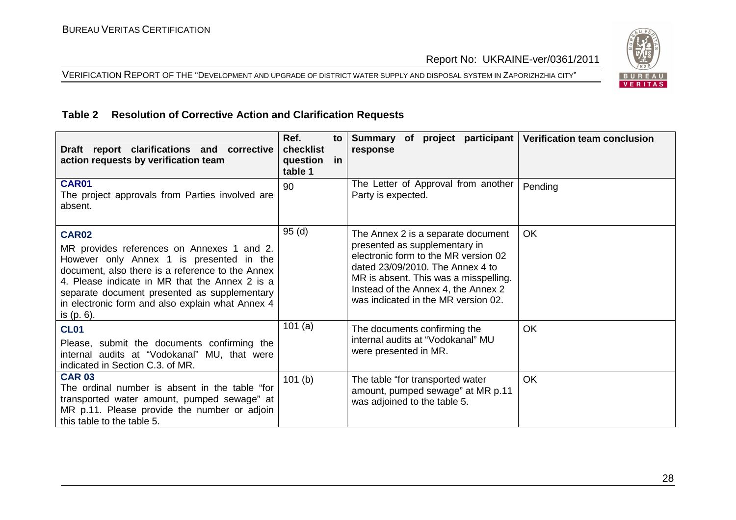## Table 2 Resolution of Corrective Action and Clarification Requests

| Draft report clarifications and corrective action requests by verification team | Ref. to checklist question in table 1 | Summary of project participant response | Verification team conclusion |
|---|---|---|---|
| **CAR01**<br>The project approvals from Parties involved are absent. | 90 | The Letter of Approval from another Party is expected. | Pending |
| **CAR02**<br>MR provides references on Annexes 1 and 2. However only Annex 1 is presented in the document, also there is a reference to the Annex 4. Please indicate in MR that the Annex 2 is a separate document presented as supplementary in electronic form and also explain what Annex 4 is (p. 6). | 95 (d) | The Annex 2 is a separate document presented as supplementary in electronic form to the MR version 02 dated 23/09/2010. The Annex 4 to MR is absent. This was a misspelling. Instead of the Annex 4, the Annex 2 was indicated in the MR version 02. | OK |
| **CL01**<br>Please, submit the documents confirming the internal audits at "Vodokanal" MU, that were indicated in Section C.3. of MR. | 101 (a) | The documents confirming the internal audits at "Vodokanal" MU were presented in MR. | OK |
| **CAR 03**<br>The ordinal number is absent in the table "for transported water amount, pumped sewage" at MR p.11. Please provide the number or adjoin this table to the table 5. | 101 (b) | The table "for transported water amount, pumped sewage" at MR p.11 was adjoined to the table 5. | OK |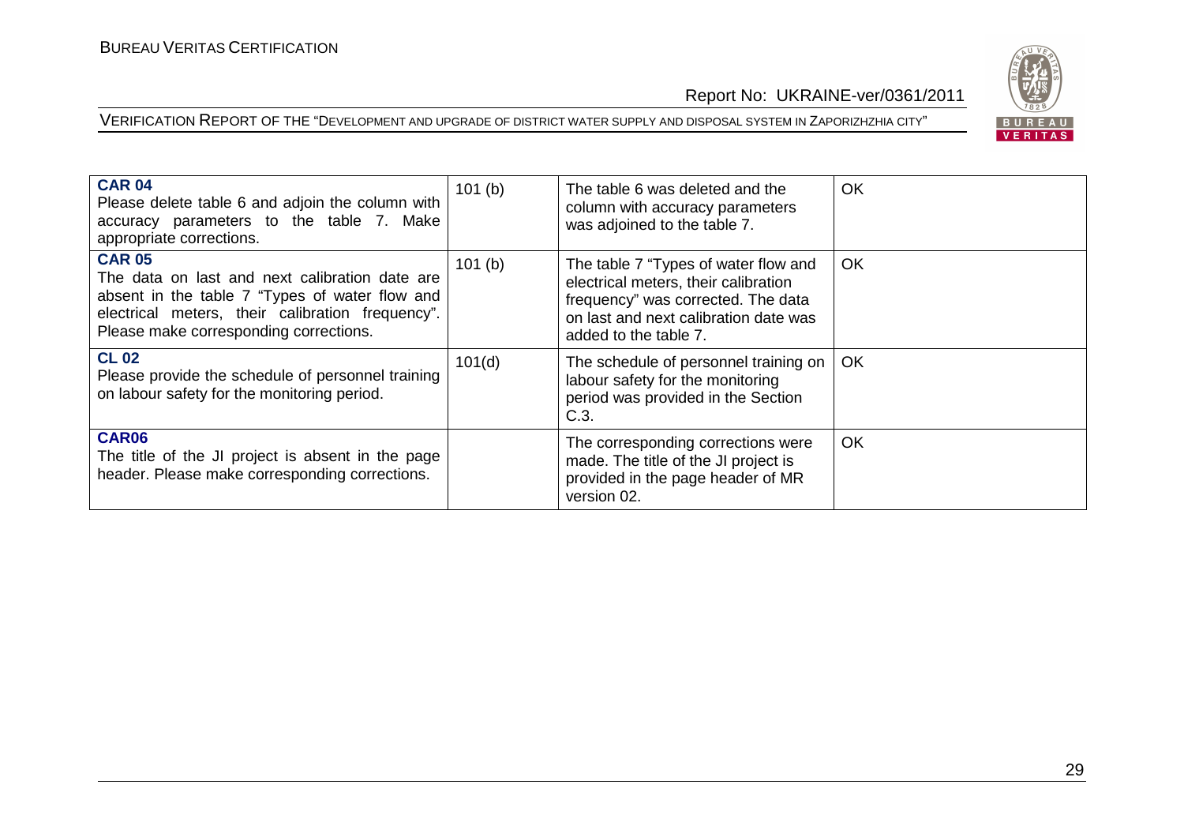| | | | |
|---|---|---|---|
| **CAR 04**<br>Please delete table 6 and adjoin the column with accuracy parameters to the table 7. Make appropriate corrections. | 101 (b) | The table 6 was deleted and the column with accuracy parameters was adjoined to the table 7. | OK |
| **CAR 05**<br>The data on last and next calibration date are absent in the table 7 "Types of water flow and electrical meters, their calibration frequency". Please make corresponding corrections. | 101 (b) | The table 7 "Types of water flow and electrical meters, their calibration frequency" was corrected. The data on last and next calibration date was added to the table 7. | OK |
| **CL 02**<br>Please provide the schedule of personnel training on labour safety for the monitoring period. | 101(d) | The schedule of personnel training on labour safety for the monitoring period was provided in the Section C.3. | OK |
| **CAR06**<br>The title of the JI project is absent in the page header. Please make corresponding corrections. | | The corresponding corrections were made. The title of the JI project is provided in the page header of MR version 02. | OK |